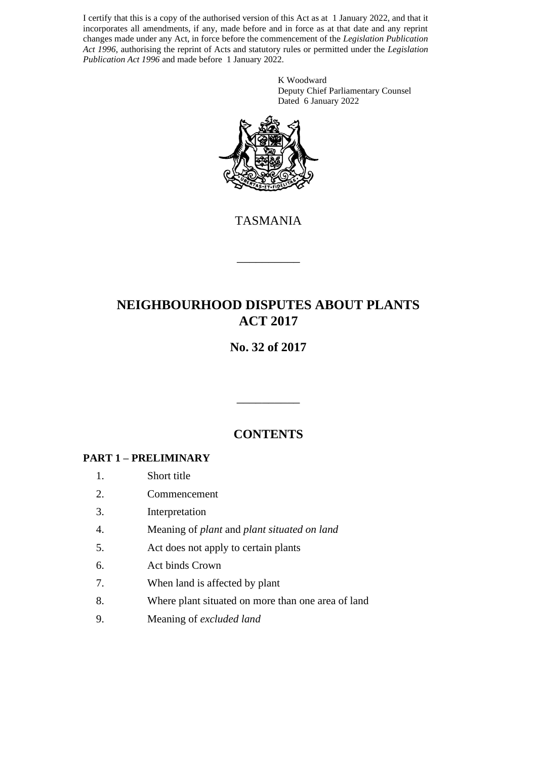I certify that this is a copy of the authorised version of this Act as at 1 January 2022, and that it incorporates all amendments, if any, made before and in force as at that date and any reprint changes made under any Act, in force before the commencement of the *Legislation Publication Act 1996*, authorising the reprint of Acts and statutory rules or permitted under the *Legislation Publication Act 1996* and made before 1 January 2022.

K Woodward
Deputy Chief Parliamentary Counsel
Dated 6 January 2022

TASMANIA

---

# NEIGHBOURHOOD DISPUTES ABOUT PLANTS ACT 2017

## No. 32 of 2017

---

## CONTENTS

### PART 1 – PRELIMINARY

1. Short title
2. Commencement
3. Interpretation
4. Meaning of *plant* and *plant situated on land*
5. Act does not apply to certain plants
6. Act binds Crown
7. When land is affected by plant
8. Where plant situated on more than one area of land
9. Meaning of *excluded land*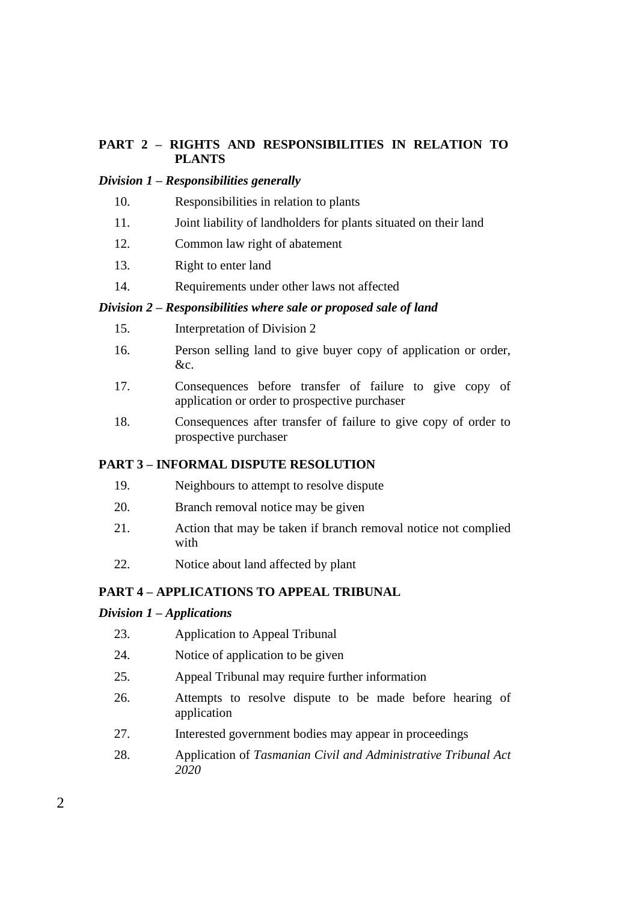**PART 2 – RIGHTS AND RESPONSIBILITIES IN RELATION TO PLANTS**

***Division 1 – Responsibilities generally***

10. Responsibilities in relation to plants
11. Joint liability of landholders for plants situated on their land
12. Common law right of abatement
13. Right to enter land
14. Requirements under other laws not affected

***Division 2 – Responsibilities where sale or proposed sale of land***

15. Interpretation of Division 2
16. Person selling land to give buyer copy of application or order, &c.
17. Consequences before transfer of failure to give copy of application or order to prospective purchaser
18. Consequences after transfer of failure to give copy of order to prospective purchaser

**PART 3 – INFORMAL DISPUTE RESOLUTION**

19. Neighbours to attempt to resolve dispute
20. Branch removal notice may be given
21. Action that may be taken if branch removal notice not complied with
22. Notice about land affected by plant

**PART 4 – APPLICATIONS TO APPEAL TRIBUNAL**

***Division 1 – Applications***

23. Application to Appeal Tribunal
24. Notice of application to be given
25. Appeal Tribunal may require further information
26. Attempts to resolve dispute to be made before hearing of application
27. Interested government bodies may appear in proceedings
28. Application of *Tasmanian Civil and Administrative Tribunal Act 2020*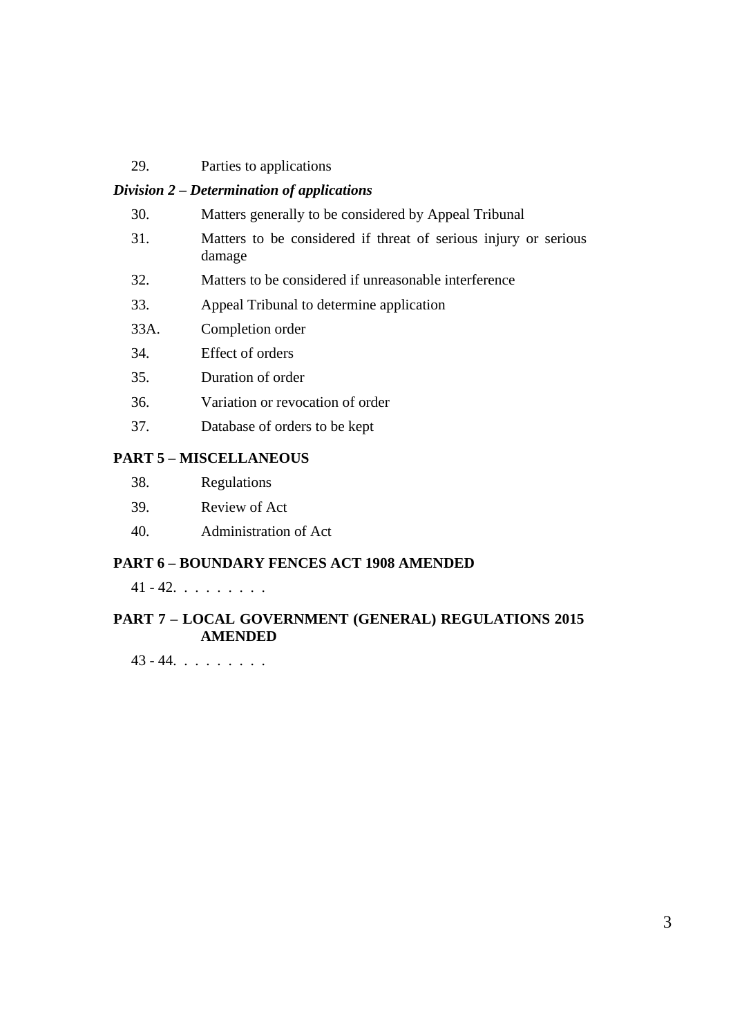29. Parties to applications

***Division 2 – Determination of applications***

30. Matters generally to be considered by Appeal Tribunal

31. Matters to be considered if threat of serious injury or serious damage

32. Matters to be considered if unreasonable interference

33. Appeal Tribunal to determine application

33A. Completion order

34. Effect of orders

35. Duration of order

36. Variation or revocation of order

37. Database of orders to be kept

**PART 5 – MISCELLANEOUS**

38. Regulations

39. Review of Act

40. Administration of Act

**PART 6 – BOUNDARY FENCES ACT 1908 AMENDED**

41 - 42. . . . . . . . .

**PART 7 – LOCAL GOVERNMENT (GENERAL) REGULATIONS 2015 AMENDED**

43 - 44. . . . . . . . .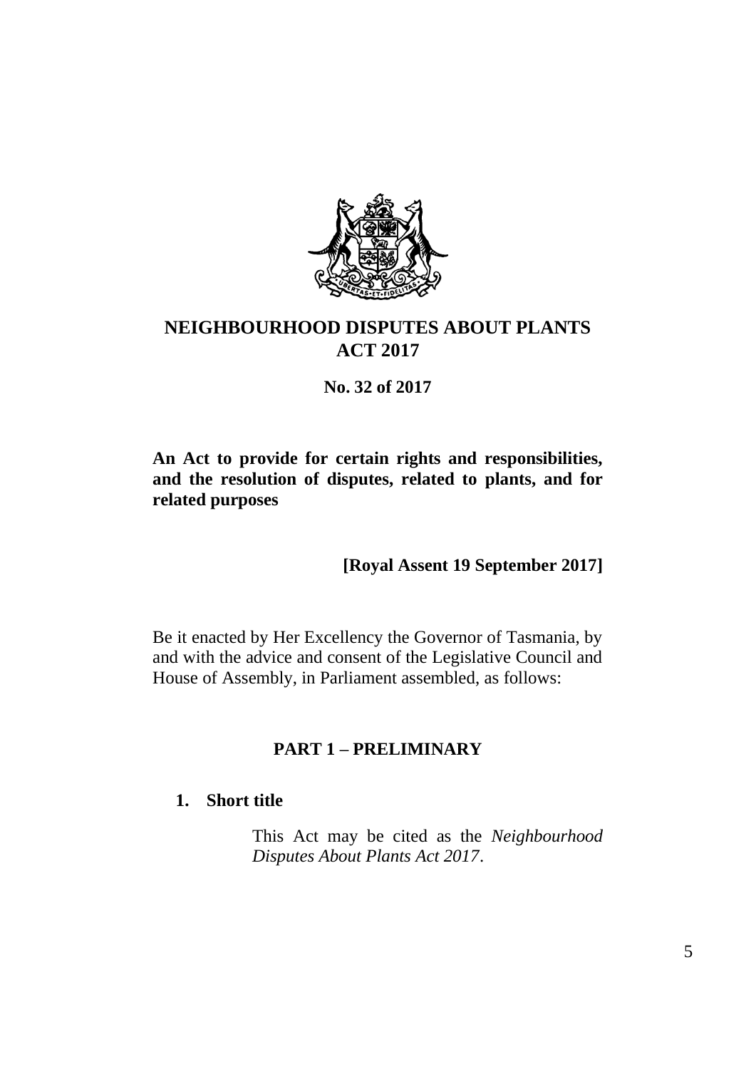# NEIGHBOURHOOD DISPUTES ABOUT PLANTS ACT 2017

**No. 32 of 2017**

**An Act to provide for certain rights and responsibilities, and the resolution of disputes, related to plants, and for related purposes**

**[Royal Assent 19 September 2017]**

Be it enacted by Her Excellency the Governor of Tasmania, by and with the advice and consent of the Legislative Council and House of Assembly, in Parliament assembled, as follows:

## PART 1 – PRELIMINARY

### 1. Short title

This Act may be cited as the *Neighbourhood Disputes About Plants Act 2017*.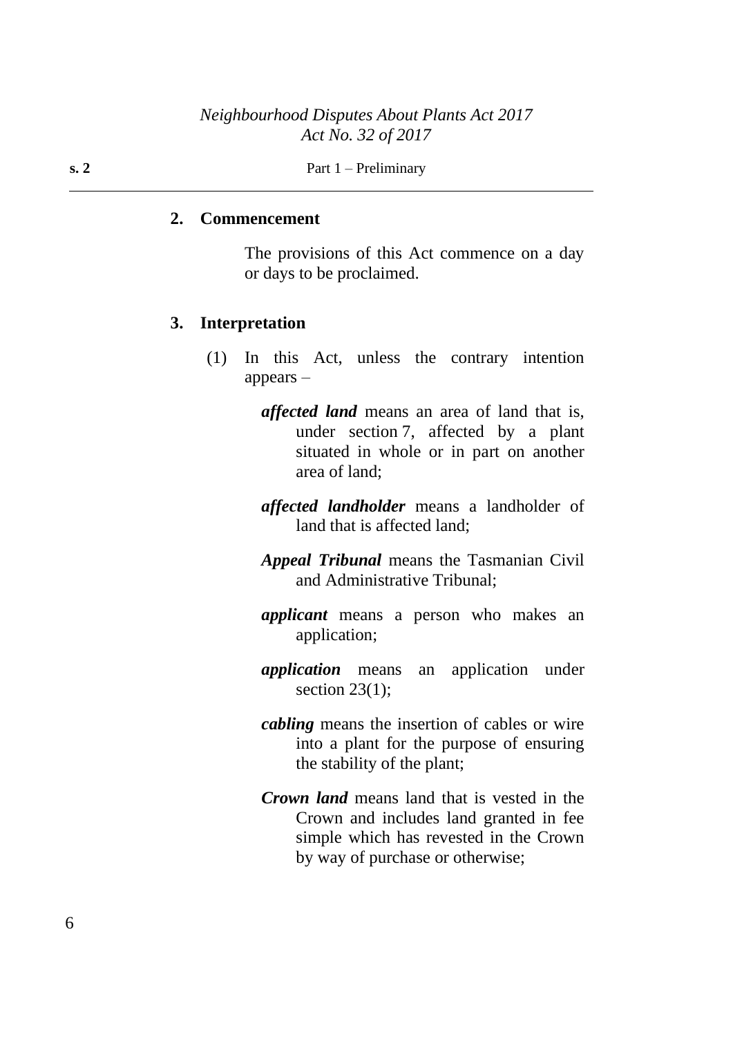## 2. Commencement

The provisions of this Act commence on a day or days to be proclaimed.

## 3. Interpretation

(1) In this Act, unless the contrary intention appears –

***affected land*** means an area of land that is, under section 7, affected by a plant situated in whole or in part on another area of land;

***affected landholder*** means a landholder of land that is affected land;

***Appeal Tribunal*** means the Tasmanian Civil and Administrative Tribunal;

***applicant*** means a person who makes an application;

***application*** means an application under section 23(1);

***cabling*** means the insertion of cables or wire into a plant for the purpose of ensuring the stability of the plant;

***Crown land*** means land that is vested in the Crown and includes land granted in fee simple which has revested in the Crown by way of purchase or otherwise;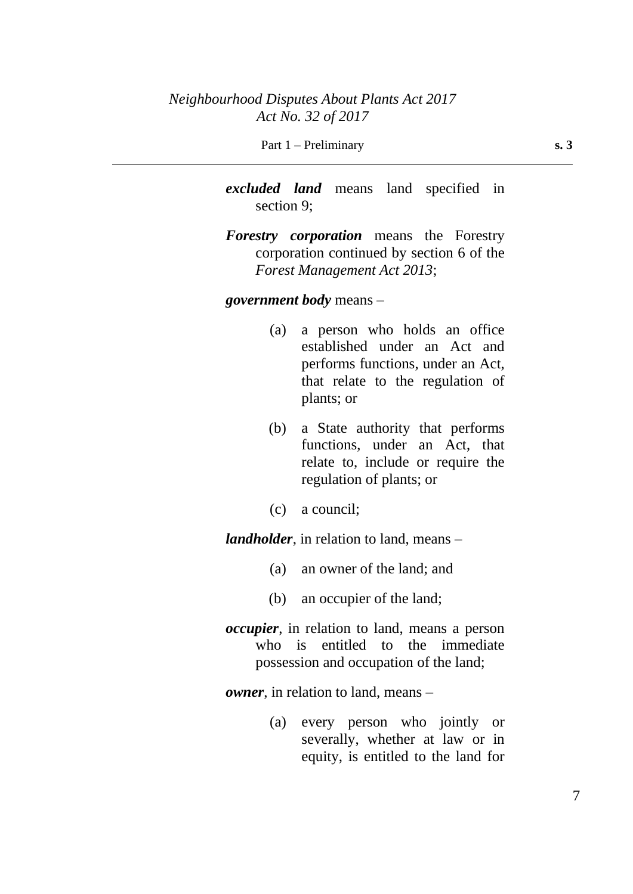***excluded land*** means land specified in section 9;

***Forestry corporation*** means the Forestry corporation continued by section 6 of the *Forest Management Act 2013*;

***government body*** means –

(a) a person who holds an office established under an Act and performs functions, under an Act, that relate to the regulation of plants; or

(b) a State authority that performs functions, under an Act, that relate to, include or require the regulation of plants; or

(c) a council;

***landholder***, in relation to land, means –

(a) an owner of the land; and

(b) an occupier of the land;

***occupier***, in relation to land, means a person who is entitled to the immediate possession and occupation of the land;

***owner***, in relation to land, means –

(a) every person who jointly or severally, whether at law or in equity, is entitled to the land for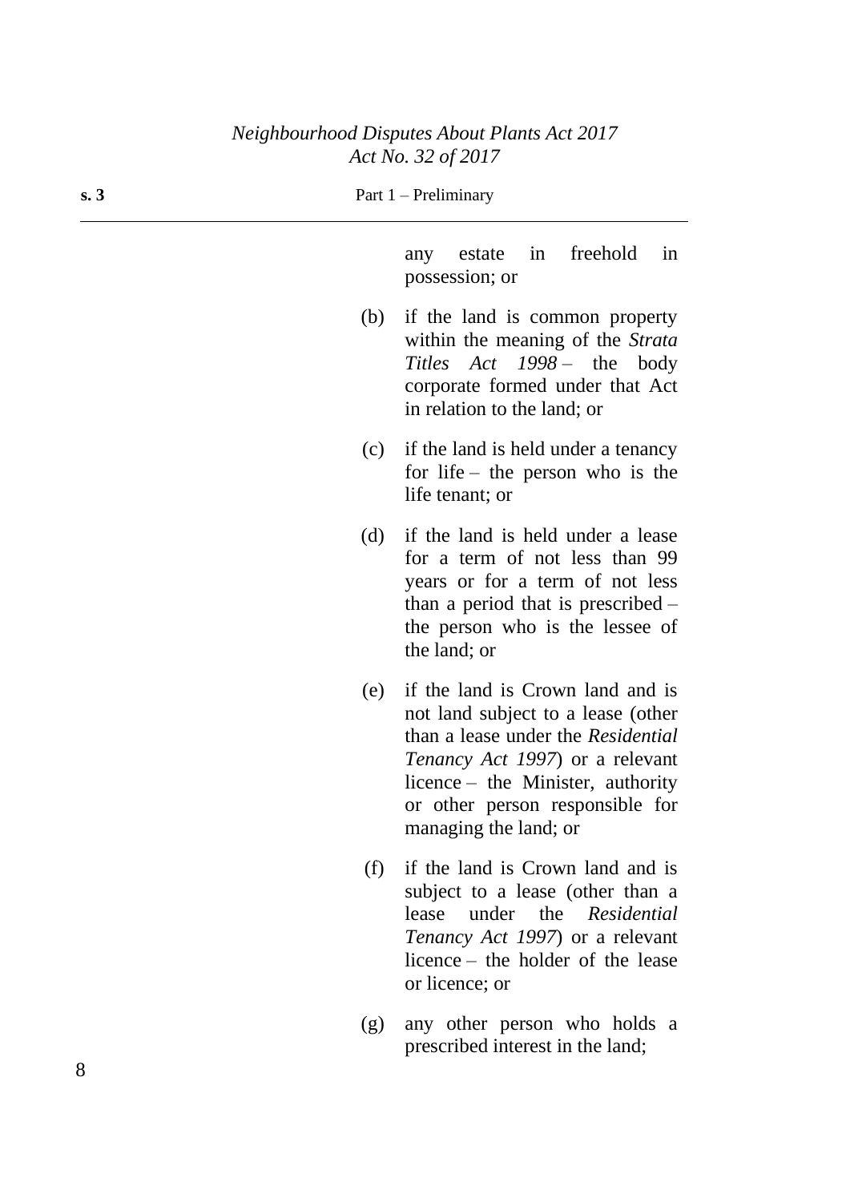any estate in freehold in possession; or

(b) if the land is common property within the meaning of the *Strata Titles Act 1998* – the body corporate formed under that Act in relation to the land; or

(c) if the land is held under a tenancy for life – the person who is the life tenant; or

(d) if the land is held under a lease for a term of not less than 99 years or for a term of not less than a period that is prescribed – the person who is the lessee of the land; or

(e) if the land is Crown land and is not land subject to a lease (other than a lease under the *Residential Tenancy Act 1997*) or a relevant licence – the Minister, authority or other person responsible for managing the land; or

(f) if the land is Crown land and is subject to a lease (other than a lease under the *Residential Tenancy Act 1997*) or a relevant licence – the holder of the lease or licence; or

(g) any other person who holds a prescribed interest in the land;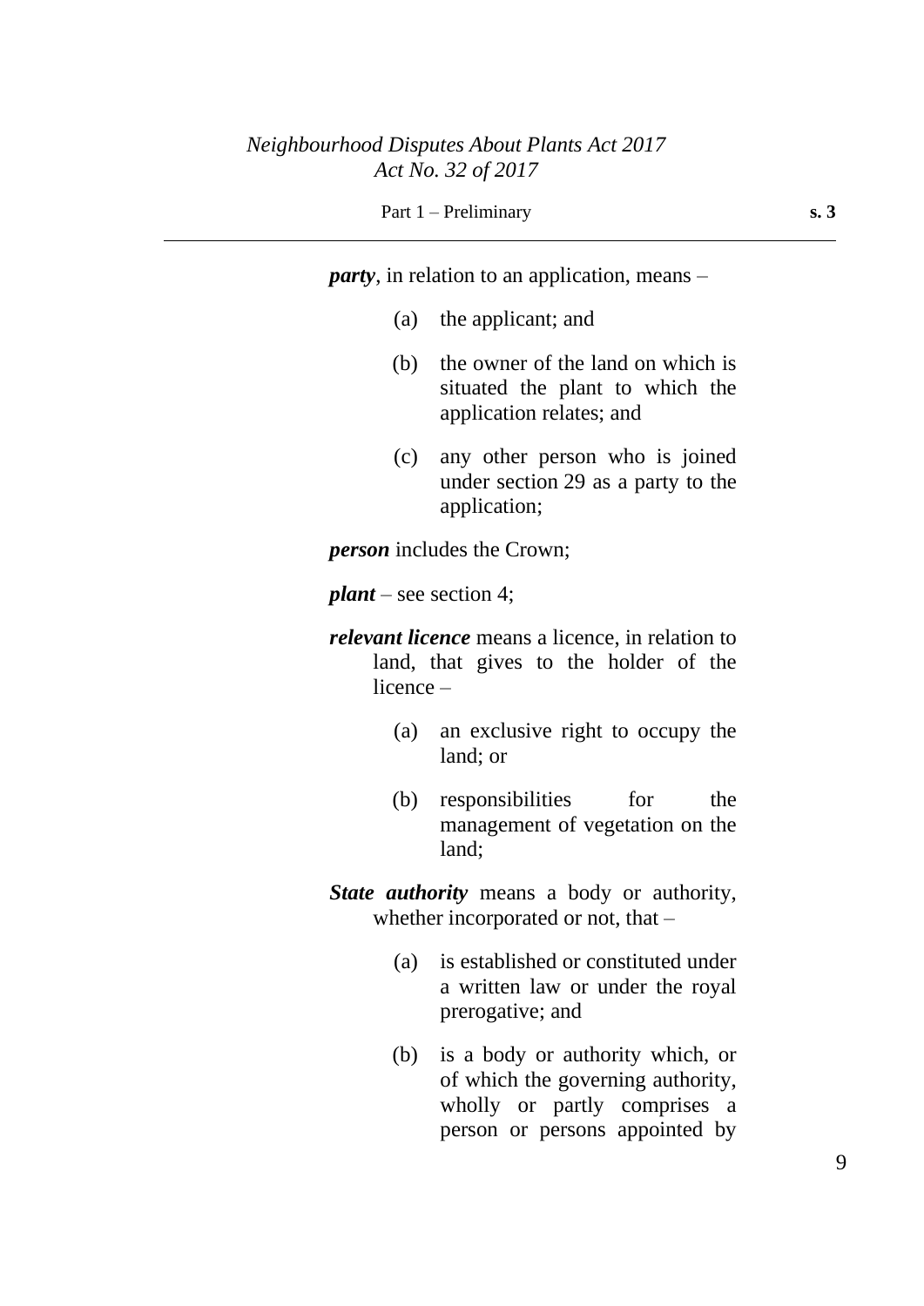***party***, in relation to an application, means –

(a) the applicant; and

(b) the owner of the land on which is situated the plant to which the application relates; and

(c) any other person who is joined under section 29 as a party to the application;

***person*** includes the Crown;

***plant*** – see section 4;

***relevant licence*** means a licence, in relation to land, that gives to the holder of the licence –

(a) an exclusive right to occupy the land; or

(b) responsibilities for the management of vegetation on the land;

***State authority*** means a body or authority, whether incorporated or not, that –

(a) is established or constituted under a written law or under the royal prerogative; and

(b) is a body or authority which, or of which the governing authority, wholly or partly comprises a person or persons appointed by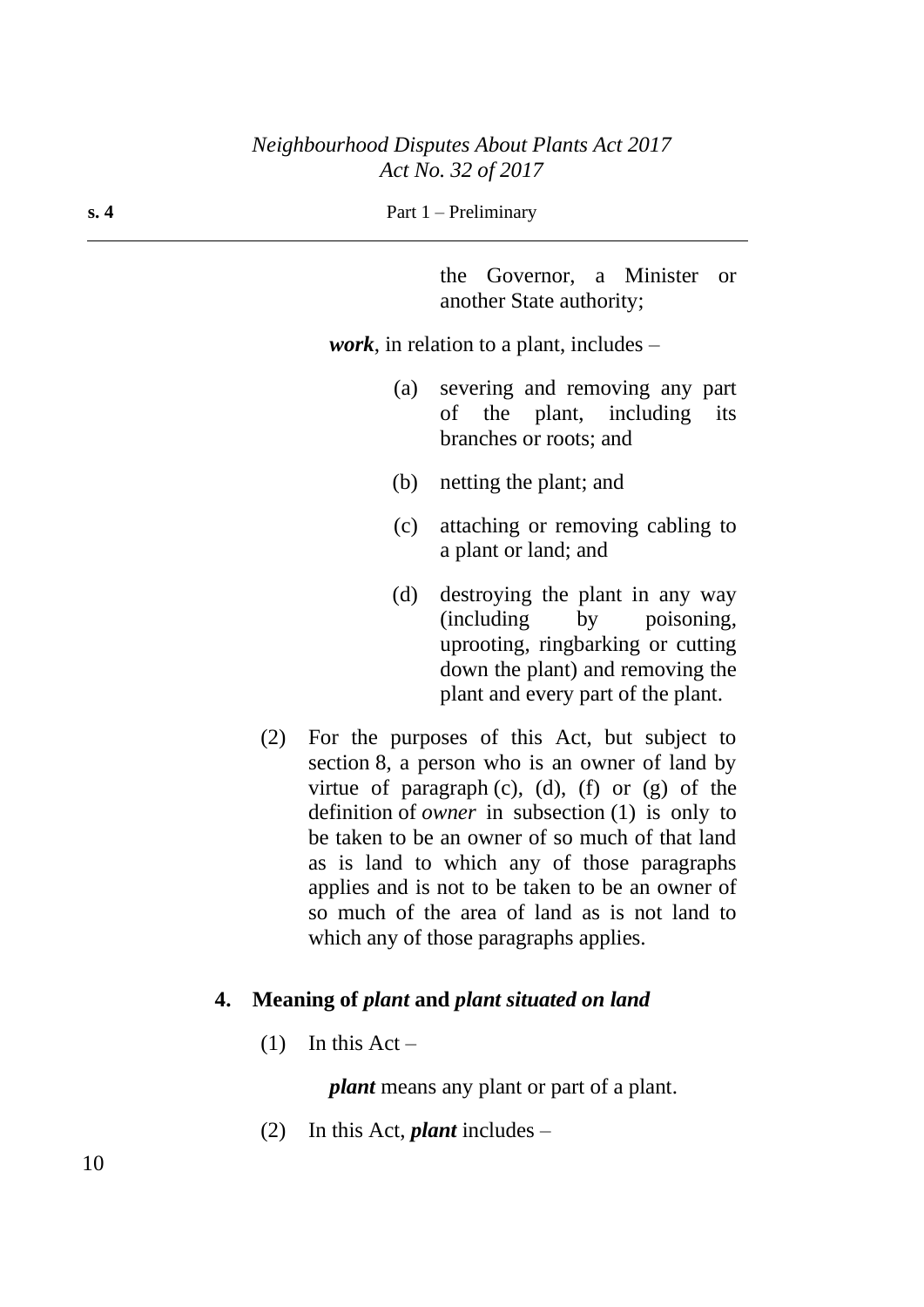the Governor, a Minister or another State authority;

***work***, in relation to a plant, includes –

(a) severing and removing any part of the plant, including its branches or roots; and

(b) netting the plant; and

(c) attaching or removing cabling to a plant or land; and

(d) destroying the plant in any way (including by poisoning, uprooting, ringbarking or cutting down the plant) and removing the plant and every part of the plant.

(2) For the purposes of this Act, but subject to section 8, a person who is an owner of land by virtue of paragraph (c), (d), (f) or (g) of the definition of *owner* in subsection (1) is only to be taken to be an owner of so much of that land as is land to which any of those paragraphs applies and is not to be taken to be an owner of so much of the area of land as is not land to which any of those paragraphs applies.

## 4. Meaning of *plant* and *plant situated on land*

(1) In this Act –

***plant*** means any plant or part of a plant.

(2) In this Act, ***plant*** includes –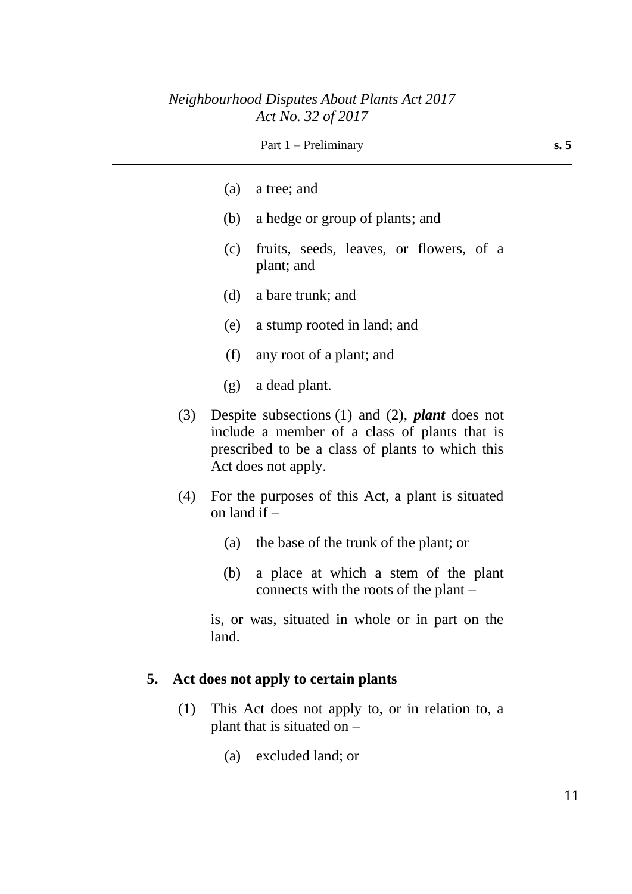(a) a tree; and

(b) a hedge or group of plants; and

(c) fruits, seeds, leaves, or flowers, of a plant; and

(d) a bare trunk; and

(e) a stump rooted in land; and

(f) any root of a plant; and

(g) a dead plant.

(3) Despite subsections (1) and (2), ***plant*** does not include a member of a class of plants that is prescribed to be a class of plants to which this Act does not apply.

(4) For the purposes of this Act, a plant is situated on land if –

(a) the base of the trunk of the plant; or

(b) a place at which a stem of the plant connects with the roots of the plant –

is, or was, situated in whole or in part on the land.

### 5. Act does not apply to certain plants

(1) This Act does not apply to, or in relation to, a plant that is situated on –

(a) excluded land; or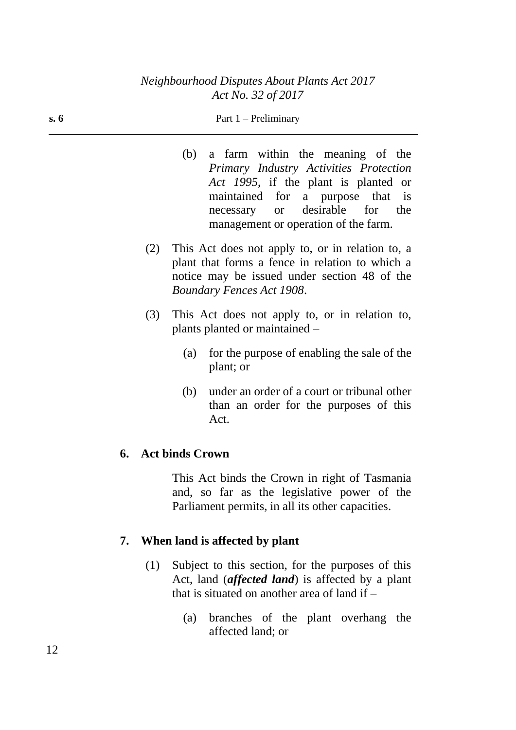(b) a farm within the meaning of the *Primary Industry Activities Protection Act 1995*, if the plant is planted or maintained for a purpose that is necessary or desirable for the management or operation of the farm.

(2) This Act does not apply to, or in relation to, a plant that forms a fence in relation to which a notice may be issued under section 48 of the *Boundary Fences Act 1908*.

(3) This Act does not apply to, or in relation to, plants planted or maintained –

(a) for the purpose of enabling the sale of the plant; or

(b) under an order of a court or tribunal other than an order for the purposes of this Act.

## 6. Act binds Crown

This Act binds the Crown in right of Tasmania and, so far as the legislative power of the Parliament permits, in all its other capacities.

## 7. When land is affected by plant

(1) Subject to this section, for the purposes of this Act, land (***affected land***) is affected by a plant that is situated on another area of land if –

(a) branches of the plant overhang the affected land; or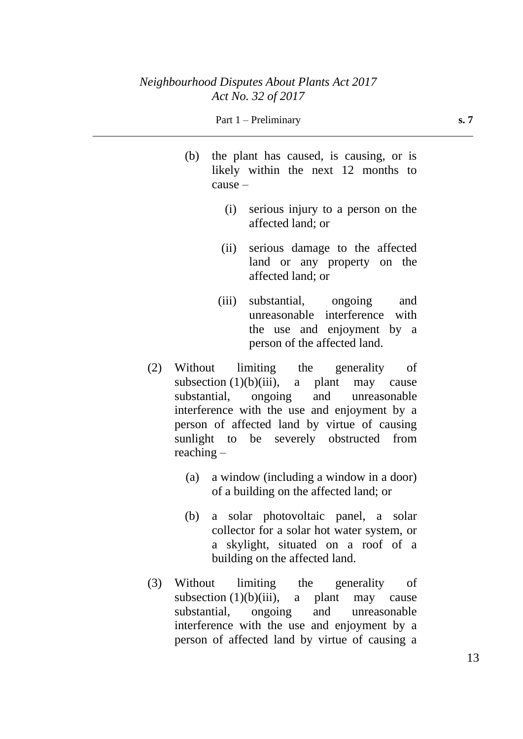(b) the plant has caused, is causing, or is likely within the next 12 months to cause –

  (i) serious injury to a person on the affected land; or

  (ii) serious damage to the affected land or any property on the affected land; or

  (iii) substantial, ongoing and unreasonable interference with the use and enjoyment by a person of the affected land.

(2) Without limiting the generality of subsection (1)(b)(iii), a plant may cause substantial, ongoing and unreasonable interference with the use and enjoyment by a person of affected land by virtue of causing sunlight to be severely obstructed from reaching –

  (a) a window (including a window in a door) of a building on the affected land; or

  (b) a solar photovoltaic panel, a solar collector for a solar hot water system, or a skylight, situated on a roof of a building on the affected land.

(3) Without limiting the generality of subsection (1)(b)(iii), a plant may cause substantial, ongoing and unreasonable interference with the use and enjoyment by a person of affected land by virtue of causing a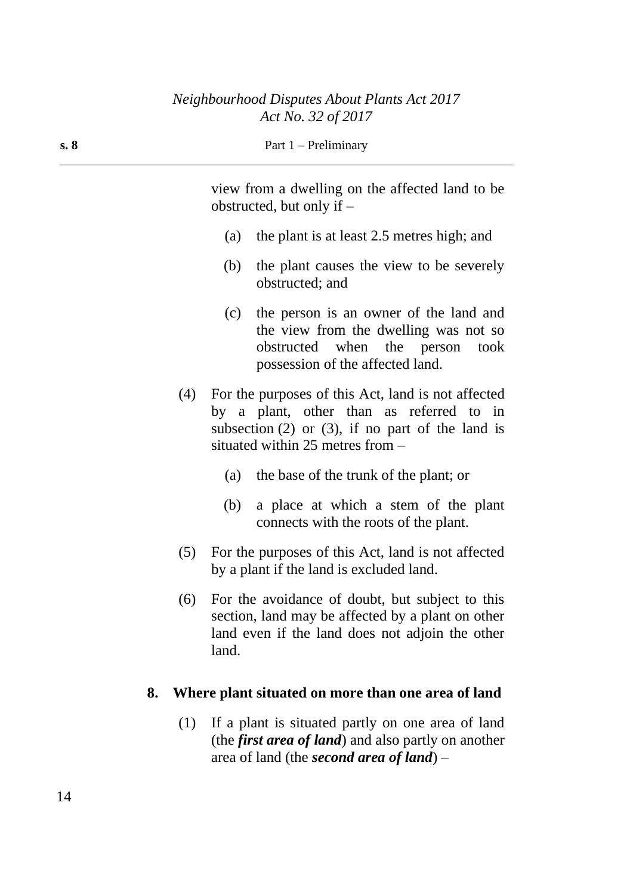view from a dwelling on the affected land to be obstructed, but only if –

(a) the plant is at least 2.5 metres high; and

(b) the plant causes the view to be severely obstructed; and

(c) the person is an owner of the land and the view from the dwelling was not so obstructed when the person took possession of the affected land.

(4) For the purposes of this Act, land is not affected by a plant, other than as referred to in subsection (2) or (3), if no part of the land is situated within 25 metres from –

(a) the base of the trunk of the plant; or

(b) a place at which a stem of the plant connects with the roots of the plant.

(5) For the purposes of this Act, land is not affected by a plant if the land is excluded land.

(6) For the avoidance of doubt, but subject to this section, land may be affected by a plant on other land even if the land does not adjoin the other land.

### 8. Where plant situated on more than one area of land

(1) If a plant is situated partly on one area of land (the ***first area of land***) and also partly on another area of land (the ***second area of land***) –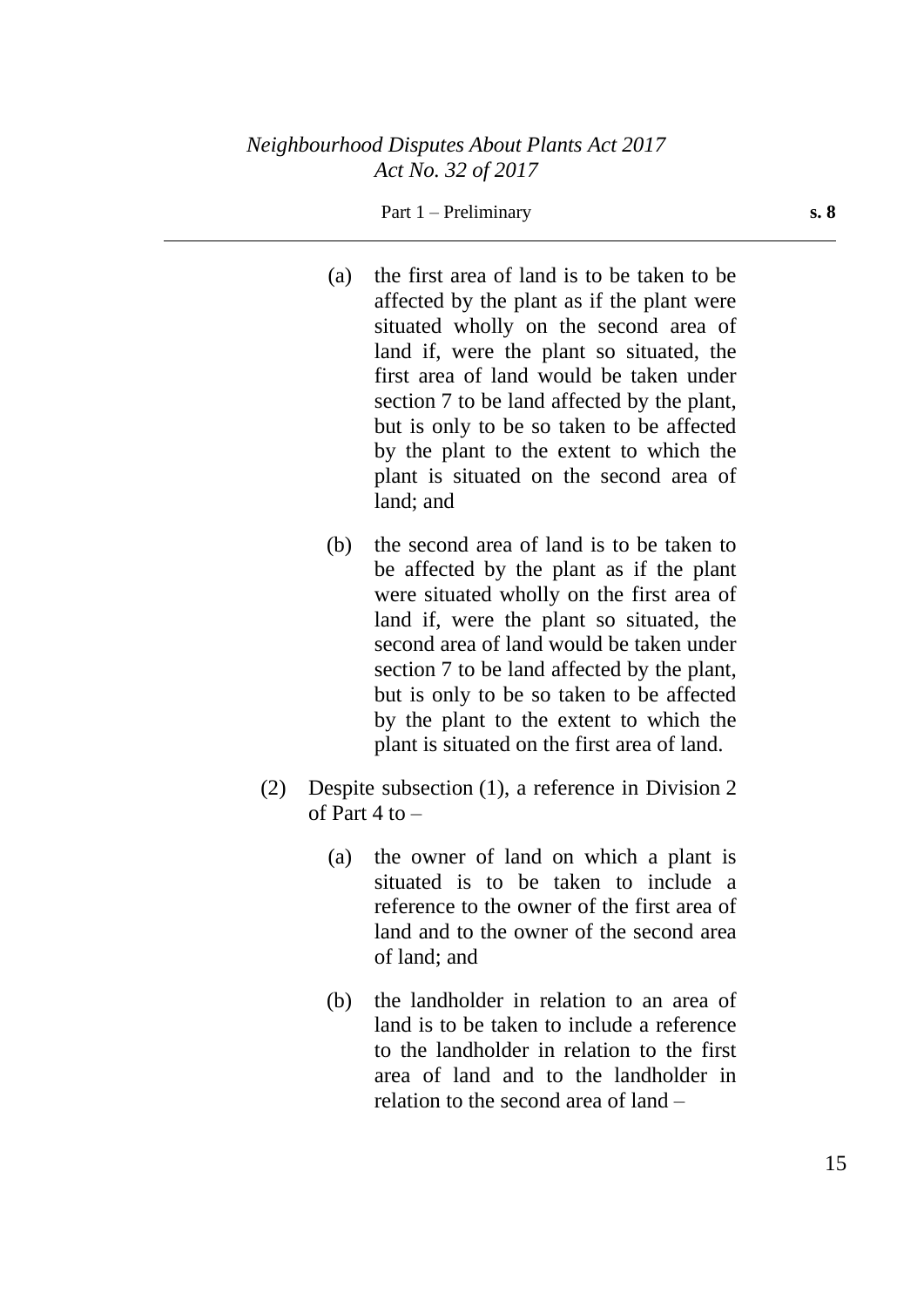(a) the first area of land is to be taken to be affected by the plant as if the plant were situated wholly on the second area of land if, were the plant so situated, the first area of land would be taken under section 7 to be land affected by the plant, but is only to be so taken to be affected by the plant to the extent to which the plant is situated on the second area of land; and

(b) the second area of land is to be taken to be affected by the plant as if the plant were situated wholly on the first area of land if, were the plant so situated, the second area of land would be taken under section 7 to be land affected by the plant, but is only to be so taken to be affected by the plant to the extent to which the plant is situated on the first area of land.

(2) Despite subsection (1), a reference in Division 2 of Part 4 to –

(a) the owner of land on which a plant is situated is to be taken to include a reference to the owner of the first area of land and to the owner of the second area of land; and

(b) the landholder in relation to an area of land is to be taken to include a reference to the landholder in relation to the first area of land and to the landholder in relation to the second area of land –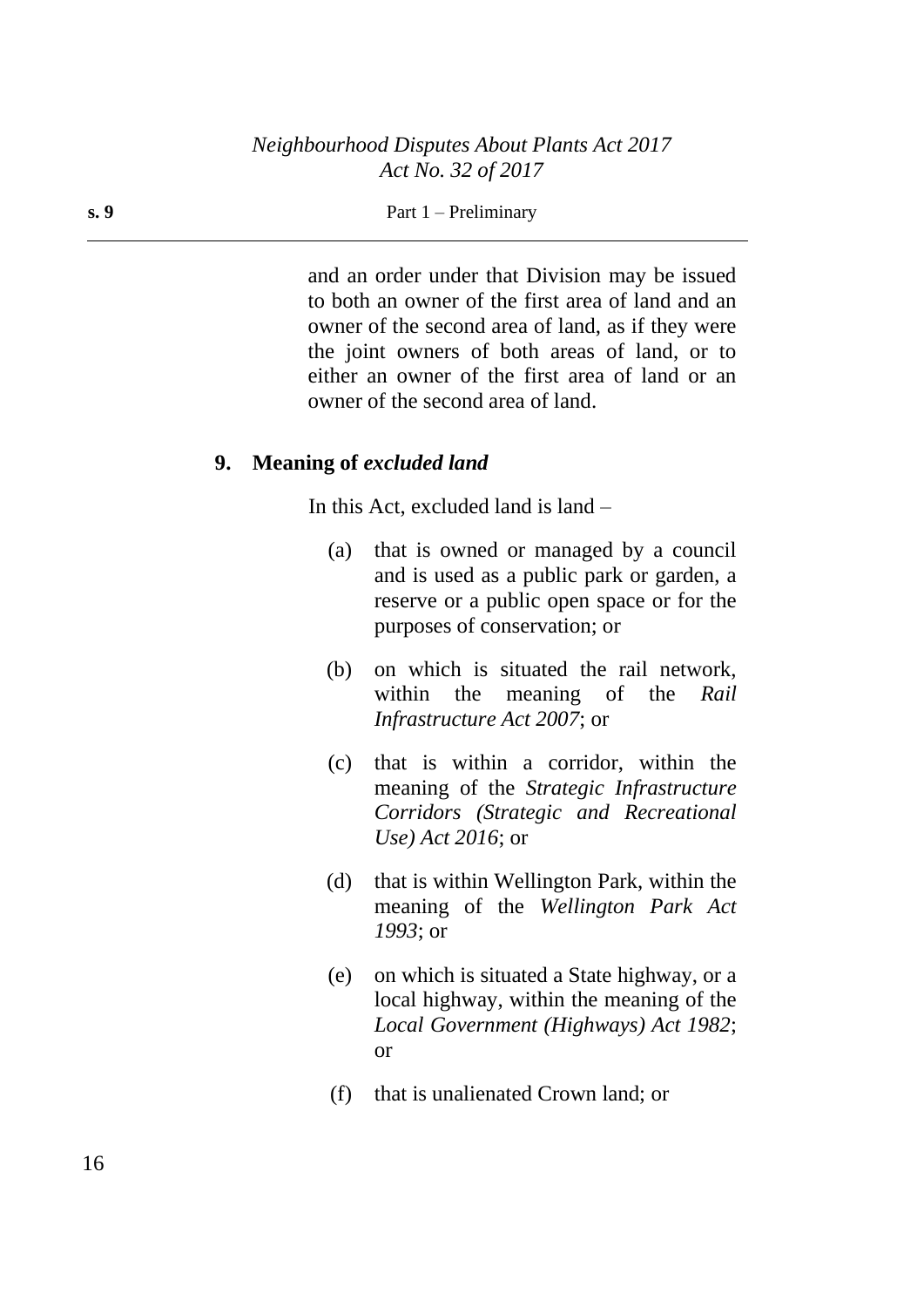and an order under that Division may be issued to both an owner of the first area of land and an owner of the second area of land, as if they were the joint owners of both areas of land, or to either an owner of the first area of land or an owner of the second area of land.

## 9. Meaning of *excluded land*

In this Act, excluded land is land –

(a) that is owned or managed by a council and is used as a public park or garden, a reserve or a public open space or for the purposes of conservation; or

(b) on which is situated the rail network, within the meaning of the *Rail Infrastructure Act 2007*; or

(c) that is within a corridor, within the meaning of the *Strategic Infrastructure Corridors (Strategic and Recreational Use) Act 2016*; or

(d) that is within Wellington Park, within the meaning of the *Wellington Park Act 1993*; or

(e) on which is situated a State highway, or a local highway, within the meaning of the *Local Government (Highways) Act 1982*; or

(f) that is unalienated Crown land; or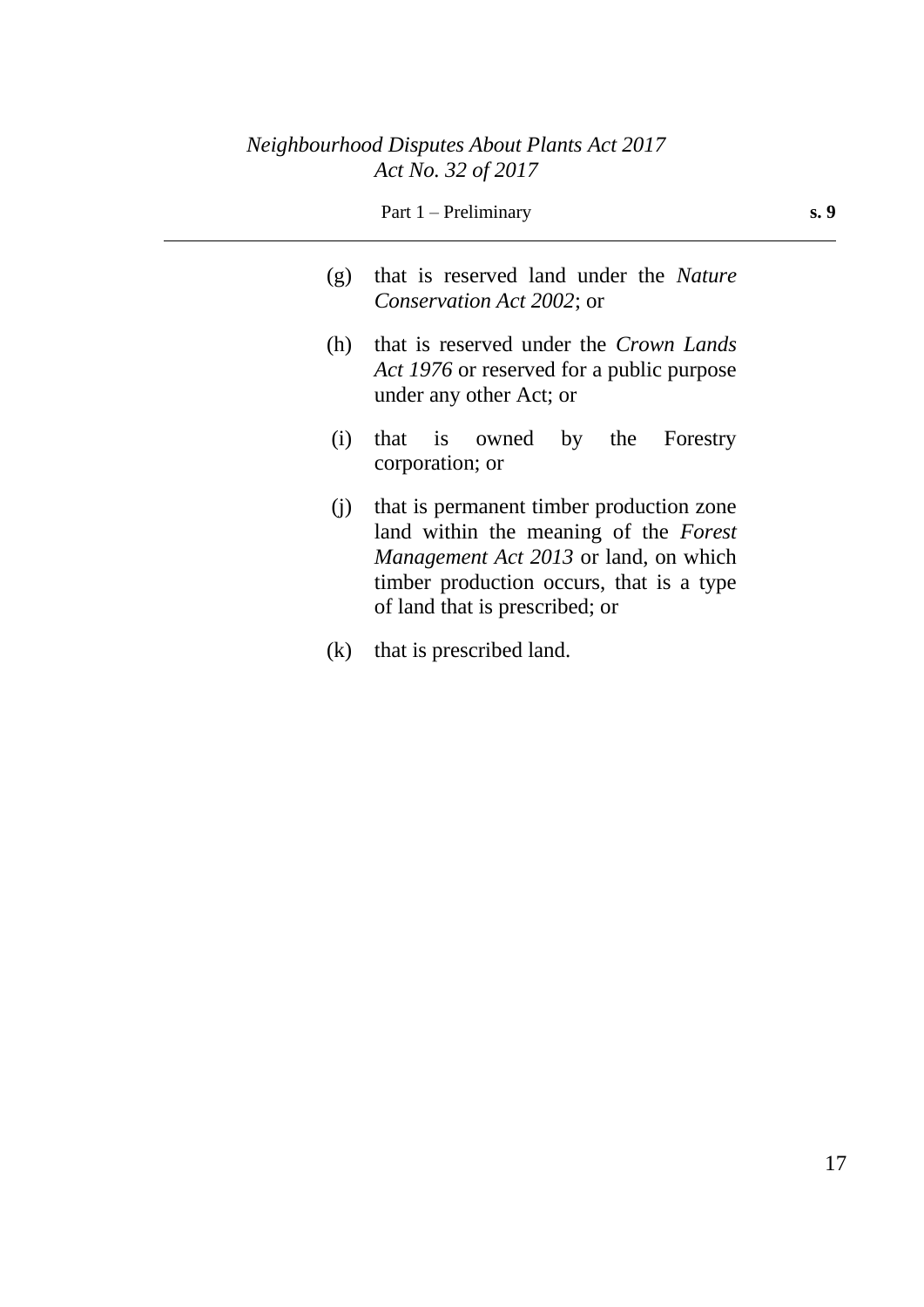(g) that is reserved land under the *Nature Conservation Act 2002*; or

(h) that is reserved under the *Crown Lands Act 1976* or reserved for a public purpose under any other Act; or

(i) that is owned by the Forestry corporation; or

(j) that is permanent timber production zone land within the meaning of the *Forest Management Act 2013* or land, on which timber production occurs, that is a type of land that is prescribed; or

(k) that is prescribed land.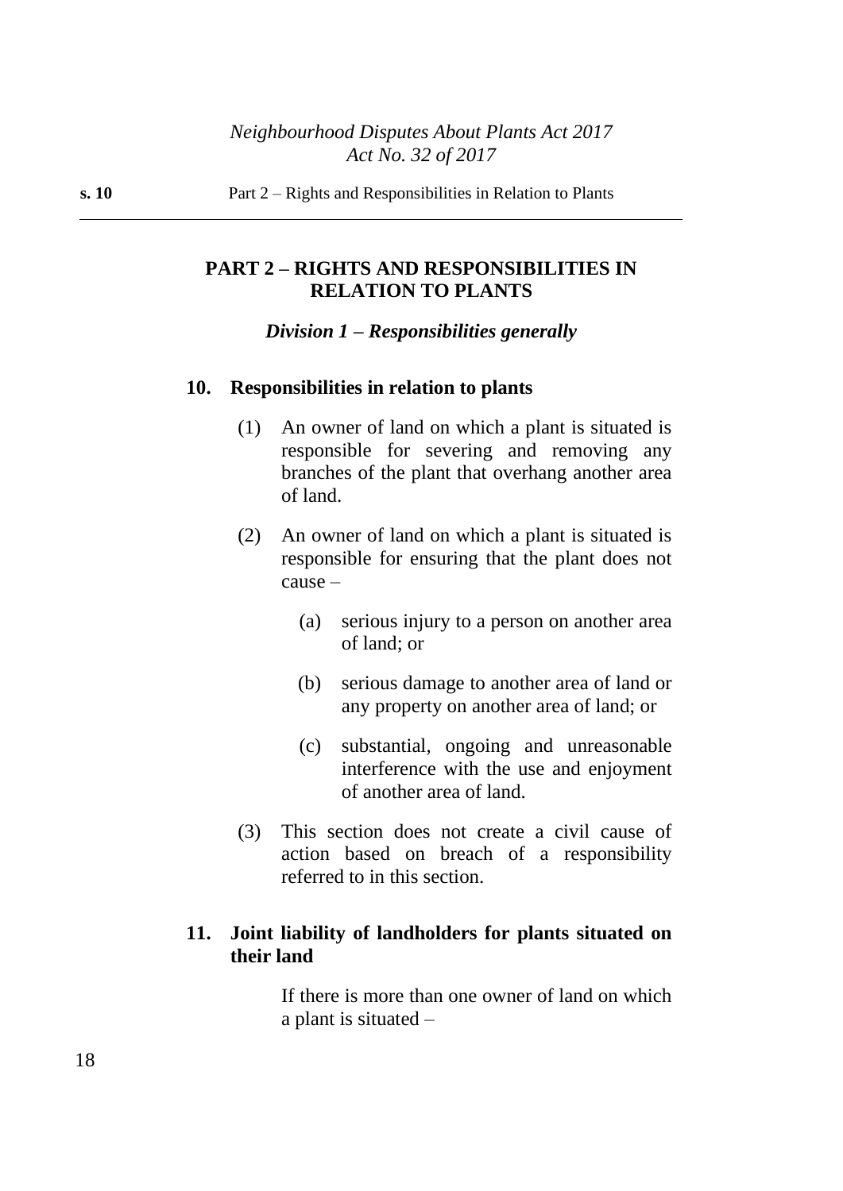## PART 2 – RIGHTS AND RESPONSIBILITIES IN RELATION TO PLANTS

### *Division 1 – Responsibilities generally*

**10. Responsibilities in relation to plants**

(1) An owner of land on which a plant is situated is responsible for severing and removing any branches of the plant that overhang another area of land.

(2) An owner of land on which a plant is situated is responsible for ensuring that the plant does not cause –

(a) serious injury to a person on another area of land; or

(b) serious damage to another area of land or any property on another area of land; or

(c) substantial, ongoing and unreasonable interference with the use and enjoyment of another area of land.

(3) This section does not create a civil cause of action based on breach of a responsibility referred to in this section.

**11. Joint liability of landholders for plants situated on their land**

If there is more than one owner of land on which a plant is situated –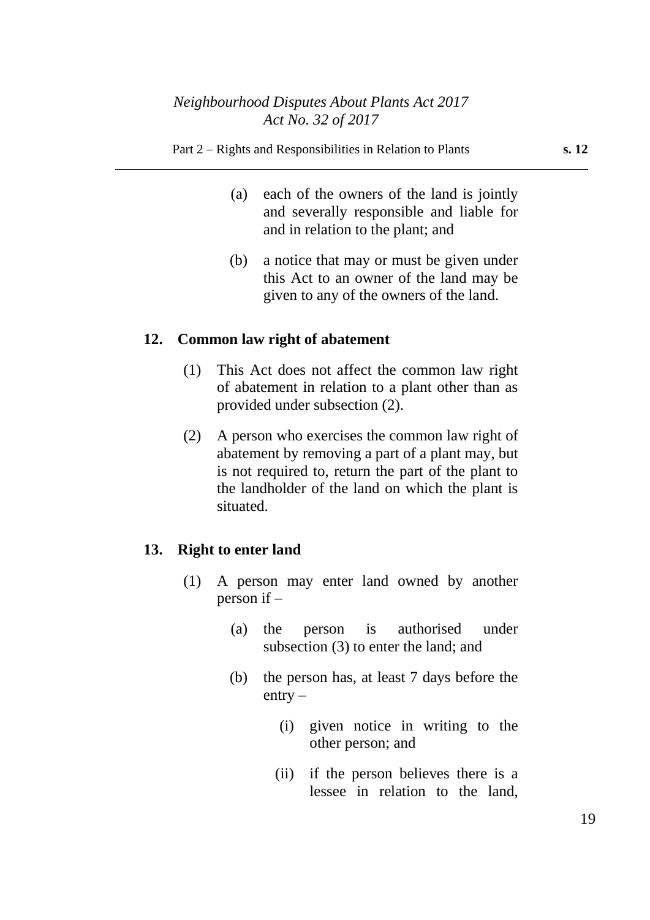(a) each of the owners of the land is jointly and severally responsible and liable for and in relation to the plant; and

(b) a notice that may or must be given under this Act to an owner of the land may be given to any of the owners of the land.

### 12. Common law right of abatement

(1) This Act does not affect the common law right of abatement in relation to a plant other than as provided under subsection (2).

(2) A person who exercises the common law right of abatement by removing a part of a plant may, but is not required to, return the part of the plant to the landholder of the land on which the plant is situated.

### 13. Right to enter land

(1) A person may enter land owned by another person if –

(a) the person is authorised under subsection (3) to enter the land; and

(b) the person has, at least 7 days before the entry –

(i) given notice in writing to the other person; and

(ii) if the person believes there is a lessee in relation to the land,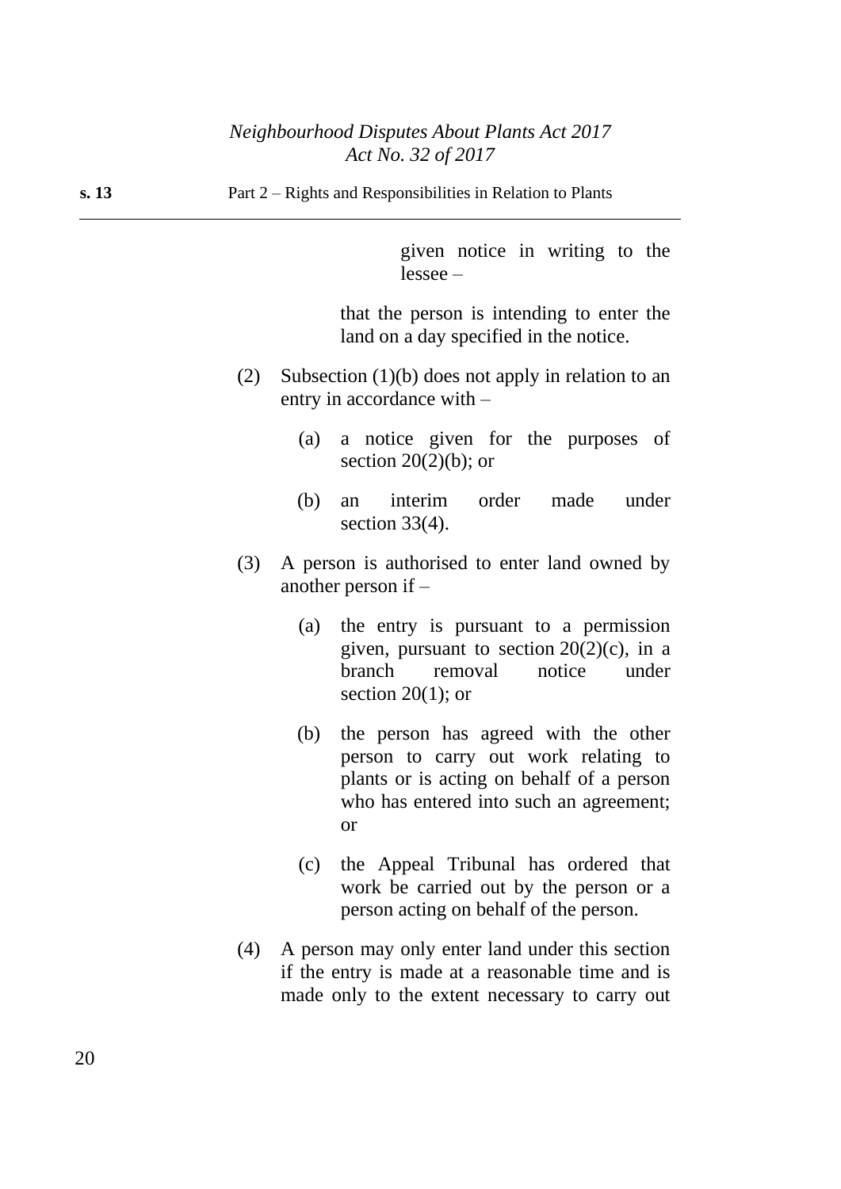given notice in writing to the lessee –

that the person is intending to enter the land on a day specified in the notice.

(2) Subsection (1)(b) does not apply in relation to an entry in accordance with –

(a) a notice given for the purposes of section 20(2)(b); or

(b) an interim order made under section 33(4).

(3) A person is authorised to enter land owned by another person if –

(a) the entry is pursuant to a permission given, pursuant to section 20(2)(c), in a branch removal notice under section 20(1); or

(b) the person has agreed with the other person to carry out work relating to plants or is acting on behalf of a person who has entered into such an agreement; or

(c) the Appeal Tribunal has ordered that work be carried out by the person or a person acting on behalf of the person.

(4) A person may only enter land under this section if the entry is made at a reasonable time and is made only to the extent necessary to carry out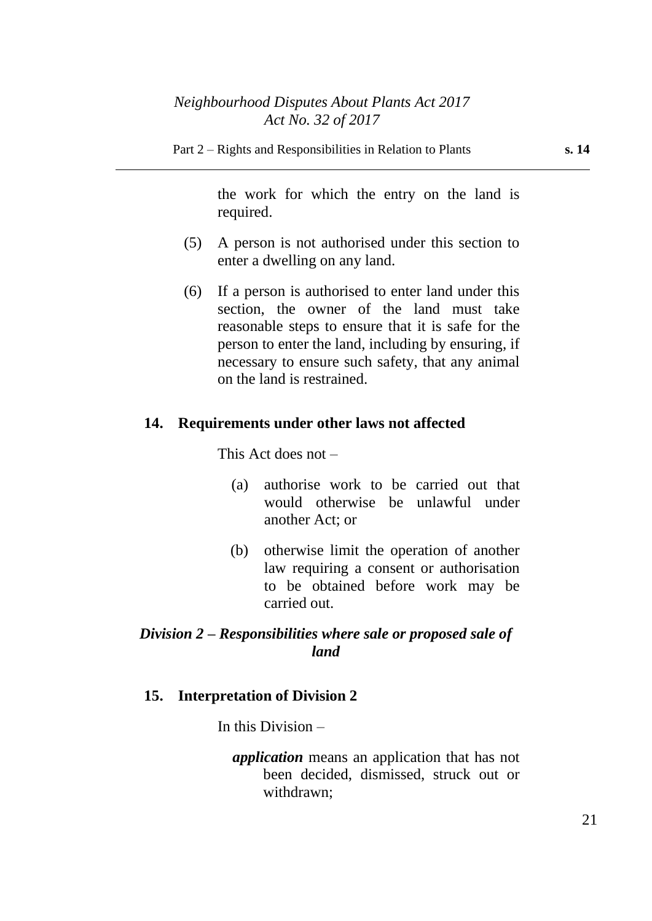the work for which the entry on the land is required.

(5) A person is not authorised under this section to enter a dwelling on any land.

(6) If a person is authorised to enter land under this section, the owner of the land must take reasonable steps to ensure that it is safe for the person to enter the land, including by ensuring, if necessary to ensure such safety, that any animal on the land is restrained.

### 14. Requirements under other laws not affected

This Act does not –

(a) authorise work to be carried out that would otherwise be unlawful under another Act; or

(b) otherwise limit the operation of another law requiring a consent or authorisation to be obtained before work may be carried out.

## *Division 2 – Responsibilities where sale or proposed sale of land*

### 15. Interpretation of Division 2

In this Division –

***application*** means an application that has not been decided, dismissed, struck out or withdrawn;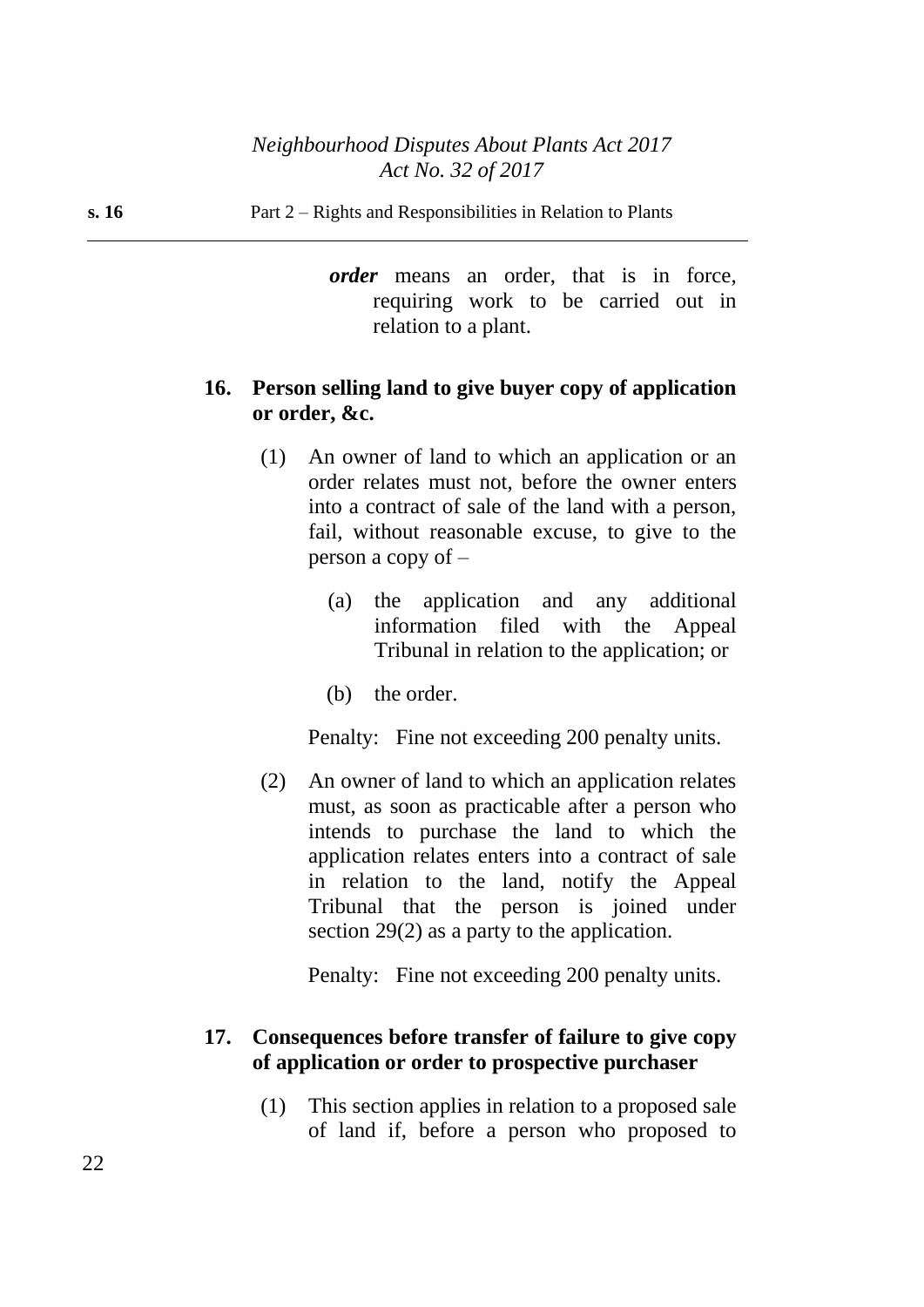***order*** means an order, that is in force, requiring work to be carried out in relation to a plant.

### 16. Person selling land to give buyer copy of application or order, &c.

(1) An owner of land to which an application or an order relates must not, before the owner enters into a contract of sale of the land with a person, fail, without reasonable excuse, to give to the person a copy of –

(a) the application and any additional information filed with the Appeal Tribunal in relation to the application; or

(b) the order.

Penalty: Fine not exceeding 200 penalty units.

(2) An owner of land to which an application relates must, as soon as practicable after a person who intends to purchase the land to which the application relates enters into a contract of sale in relation to the land, notify the Appeal Tribunal that the person is joined under section 29(2) as a party to the application.

Penalty: Fine not exceeding 200 penalty units.

### 17. Consequences before transfer of failure to give copy of application or order to prospective purchaser

(1) This section applies in relation to a proposed sale of land if, before a person who proposed to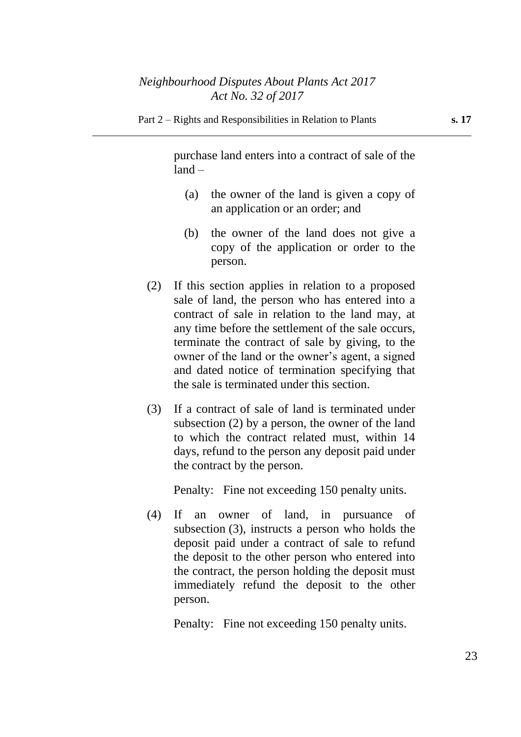purchase land enters into a contract of sale of the land –

(a) the owner of the land is given a copy of an application or an order; and

(b) the owner of the land does not give a copy of the application or order to the person.

(2) If this section applies in relation to a proposed sale of land, the person who has entered into a contract of sale in relation to the land may, at any time before the settlement of the sale occurs, terminate the contract of sale by giving, to the owner of the land or the owner's agent, a signed and dated notice of termination specifying that the sale is terminated under this section.

(3) If a contract of sale of land is terminated under subsection (2) by a person, the owner of the land to which the contract related must, within 14 days, refund to the person any deposit paid under the contract by the person.

Penalty: Fine not exceeding 150 penalty units.

(4) If an owner of land, in pursuance of subsection (3), instructs a person who holds the deposit paid under a contract of sale to refund the deposit to the other person who entered into the contract, the person holding the deposit must immediately refund the deposit to the other person.

Penalty: Fine not exceeding 150 penalty units.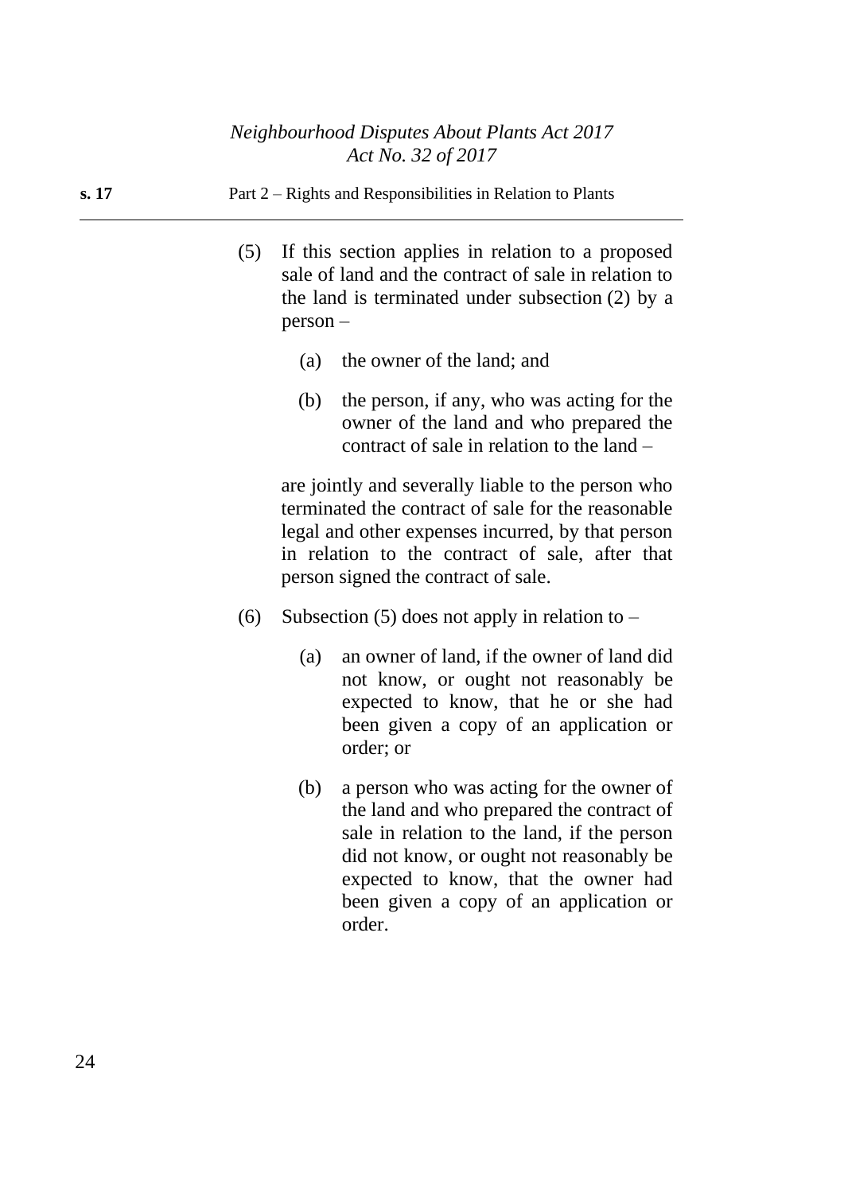(5) If this section applies in relation to a proposed sale of land and the contract of sale in relation to the land is terminated under subsection (2) by a person –

(a) the owner of the land; and

(b) the person, if any, who was acting for the owner of the land and who prepared the contract of sale in relation to the land –

are jointly and severally liable to the person who terminated the contract of sale for the reasonable legal and other expenses incurred, by that person in relation to the contract of sale, after that person signed the contract of sale.

(6) Subsection (5) does not apply in relation to –

(a) an owner of land, if the owner of land did not know, or ought not reasonably be expected to know, that he or she had been given a copy of an application or order; or

(b) a person who was acting for the owner of the land and who prepared the contract of sale in relation to the land, if the person did not know, or ought not reasonably be expected to know, that the owner had been given a copy of an application or order.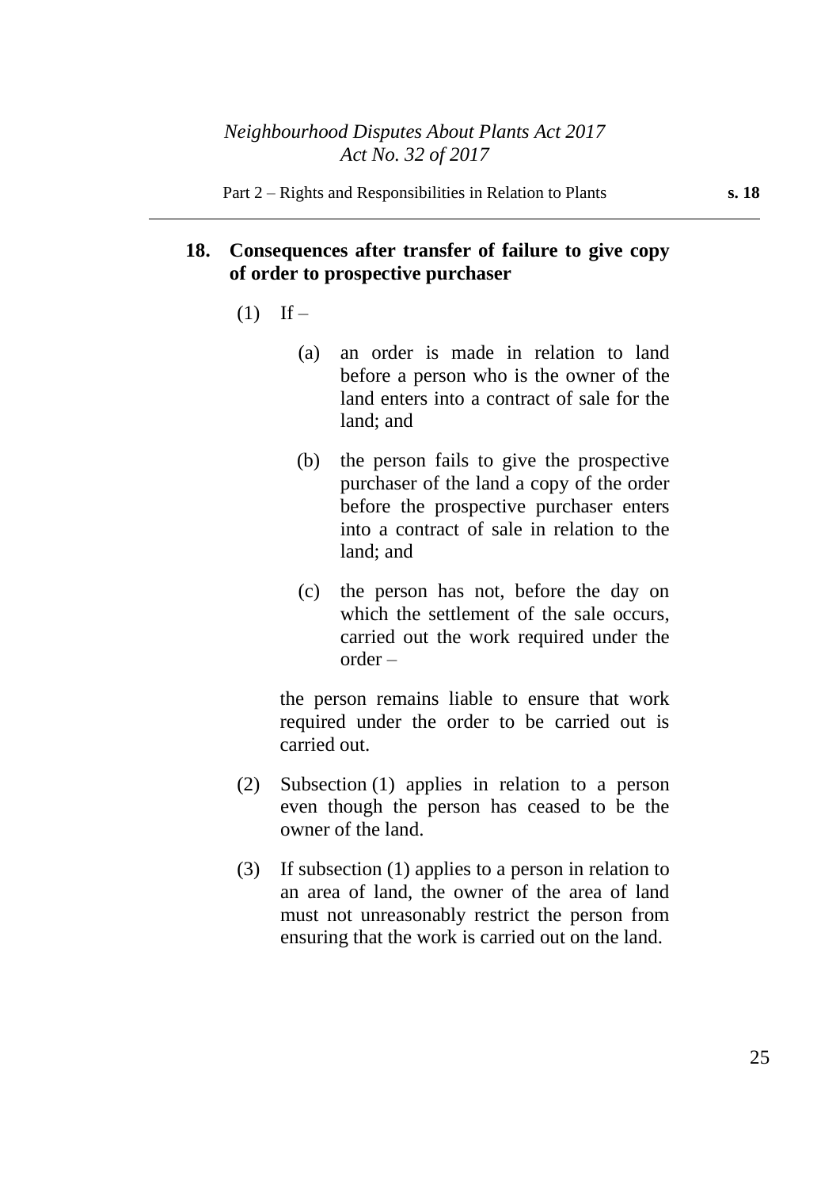## 18. Consequences after transfer of failure to give copy of order to prospective purchaser

(1) If –

(a) an order is made in relation to land before a person who is the owner of the land enters into a contract of sale for the land; and

(b) the person fails to give the prospective purchaser of the land a copy of the order before the prospective purchaser enters into a contract of sale in relation to the land; and

(c) the person has not, before the day on which the settlement of the sale occurs, carried out the work required under the order –

the person remains liable to ensure that work required under the order to be carried out is carried out.

(2) Subsection (1) applies in relation to a person even though the person has ceased to be the owner of the land.

(3) If subsection (1) applies to a person in relation to an area of land, the owner of the area of land must not unreasonably restrict the person from ensuring that the work is carried out on the land.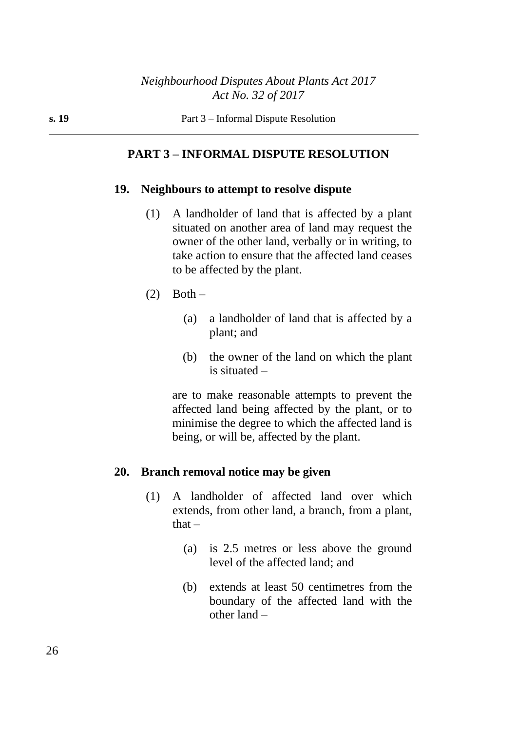## PART 3 – INFORMAL DISPUTE RESOLUTION

### 19. Neighbours to attempt to resolve dispute

(1) A landholder of land that is affected by a plant situated on another area of land may request the owner of the other land, verbally or in writing, to take action to ensure that the affected land ceases to be affected by the plant.

(2) Both –

(a) a landholder of land that is affected by a plant; and

(b) the owner of the land on which the plant is situated –

are to make reasonable attempts to prevent the affected land being affected by the plant, or to minimise the degree to which the affected land is being, or will be, affected by the plant.

### 20. Branch removal notice may be given

(1) A landholder of affected land over which extends, from other land, a branch, from a plant, that –

(a) is 2.5 metres or less above the ground level of the affected land; and

(b) extends at least 50 centimetres from the boundary of the affected land with the other land –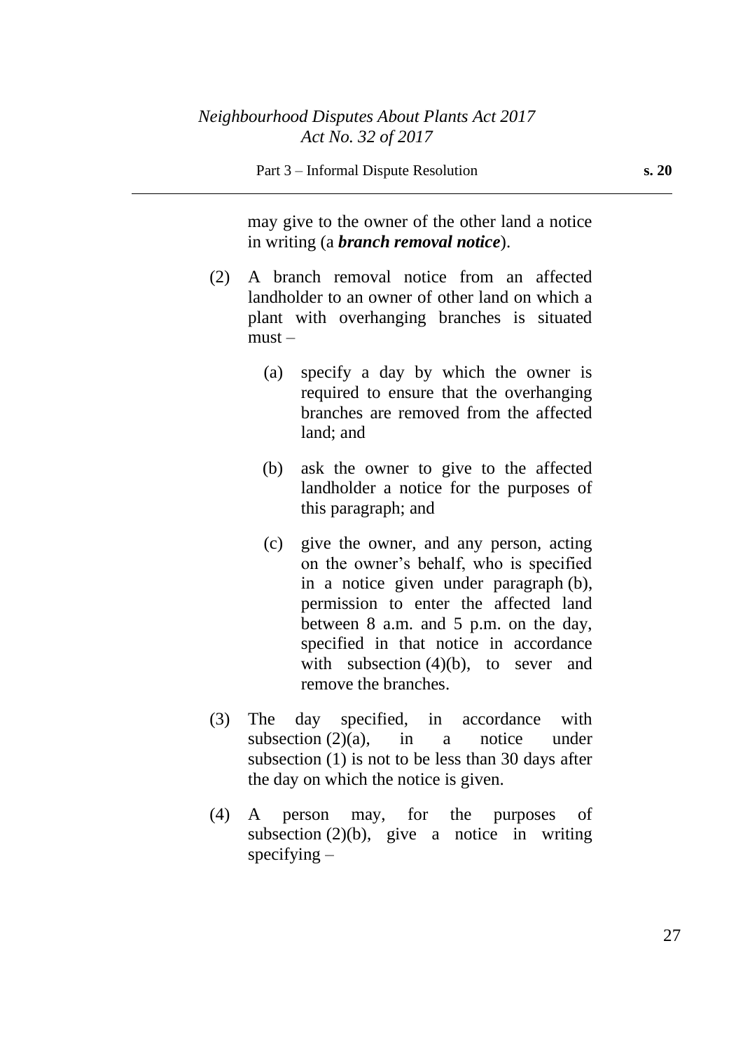may give to the owner of the other land a notice in writing (a ***branch removal notice***).

(2) A branch removal notice from an affected landholder to an owner of other land on which a plant with overhanging branches is situated must –

(a) specify a day by which the owner is required to ensure that the overhanging branches are removed from the affected land; and

(b) ask the owner to give to the affected landholder a notice for the purposes of this paragraph; and

(c) give the owner, and any person, acting on the owner's behalf, who is specified in a notice given under paragraph (b), permission to enter the affected land between 8 a.m. and 5 p.m. on the day, specified in that notice in accordance with subsection (4)(b), to sever and remove the branches.

(3) The day specified, in accordance with subsection (2)(a), in a notice under subsection (1) is not to be less than 30 days after the day on which the notice is given.

(4) A person may, for the purposes of subsection (2)(b), give a notice in writing specifying –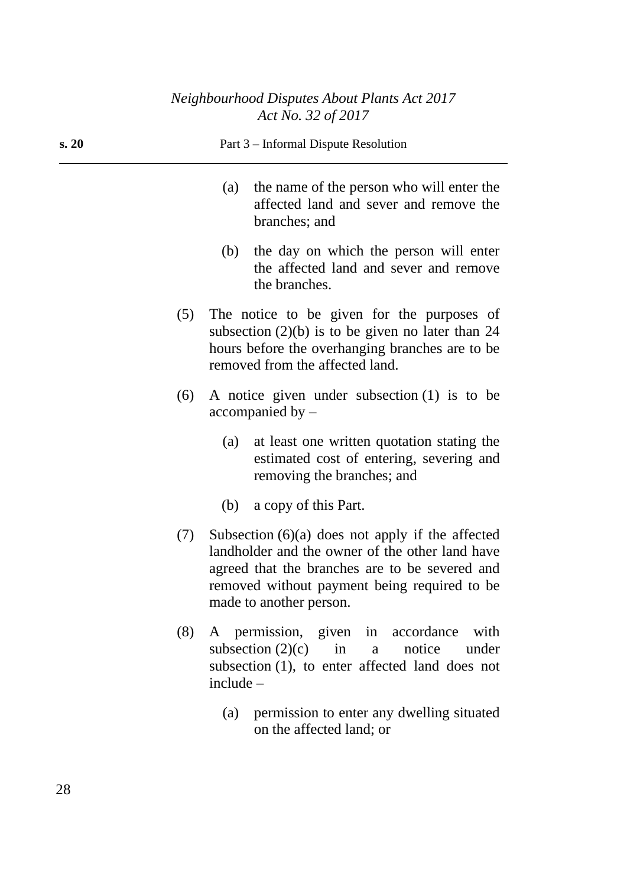(a) the name of the person who will enter the affected land and sever and remove the branches; and

(b) the day on which the person will enter the affected land and sever and remove the branches.

(5) The notice to be given for the purposes of subsection (2)(b) is to be given no later than 24 hours before the overhanging branches are to be removed from the affected land.

(6) A notice given under subsection (1) is to be accompanied by –

(a) at least one written quotation stating the estimated cost of entering, severing and removing the branches; and

(b) a copy of this Part.

(7) Subsection (6)(a) does not apply if the affected landholder and the owner of the other land have agreed that the branches are to be severed and removed without payment being required to be made to another person.

(8) A permission, given in accordance with subsection (2)(c) in a notice under subsection (1), to enter affected land does not include –

(a) permission to enter any dwelling situated on the affected land; or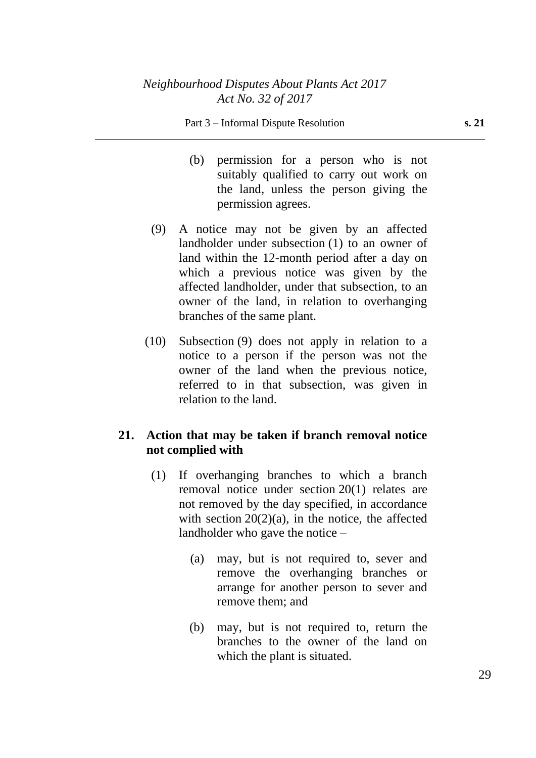(b) permission for a person who is not suitably qualified to carry out work on the land, unless the person giving the permission agrees.

(9) A notice may not be given by an affected landholder under subsection (1) to an owner of land within the 12-month period after a day on which a previous notice was given by the affected landholder, under that subsection, to an owner of the land, in relation to overhanging branches of the same plant.

(10) Subsection (9) does not apply in relation to a notice to a person if the person was not the owner of the land when the previous notice, referred to in that subsection, was given in relation to the land.

## 21. Action that may be taken if branch removal notice not complied with

(1) If overhanging branches to which a branch removal notice under section 20(1) relates are not removed by the day specified, in accordance with section 20(2)(a), in the notice, the affected landholder who gave the notice –

(a) may, but is not required to, sever and remove the overhanging branches or arrange for another person to sever and remove them; and

(b) may, but is not required to, return the branches to the owner of the land on which the plant is situated.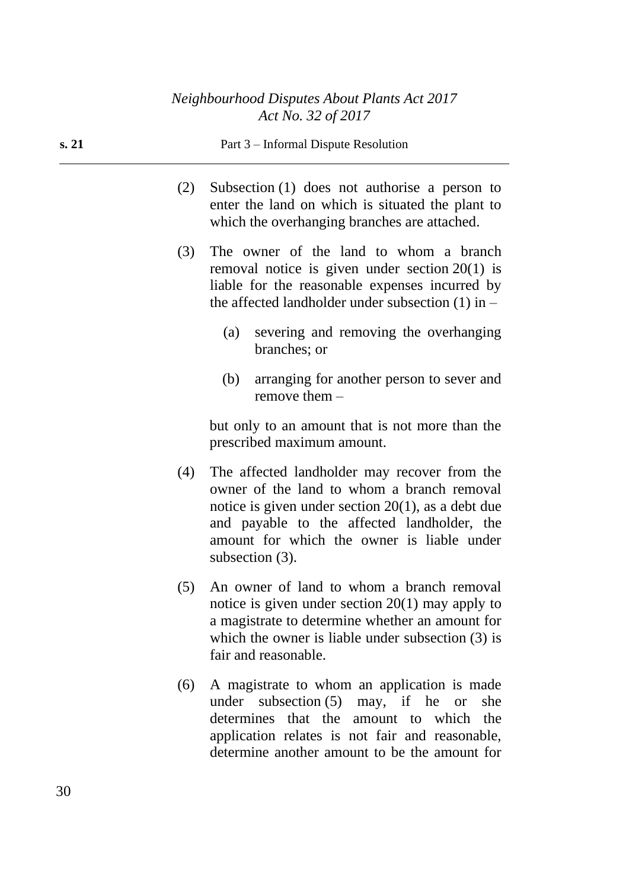(2) Subsection (1) does not authorise a person to enter the land on which is situated the plant to which the overhanging branches are attached.

(3) The owner of the land to whom a branch removal notice is given under section 20(1) is liable for the reasonable expenses incurred by the affected landholder under subsection (1) in –

(a) severing and removing the overhanging branches; or

(b) arranging for another person to sever and remove them –

but only to an amount that is not more than the prescribed maximum amount.

(4) The affected landholder may recover from the owner of the land to whom a branch removal notice is given under section 20(1), as a debt due and payable to the affected landholder, the amount for which the owner is liable under subsection (3).

(5) An owner of land to whom a branch removal notice is given under section 20(1) may apply to a magistrate to determine whether an amount for which the owner is liable under subsection (3) is fair and reasonable.

(6) A magistrate to whom an application is made under subsection (5) may, if he or she determines that the amount to which the application relates is not fair and reasonable, determine another amount to be the amount for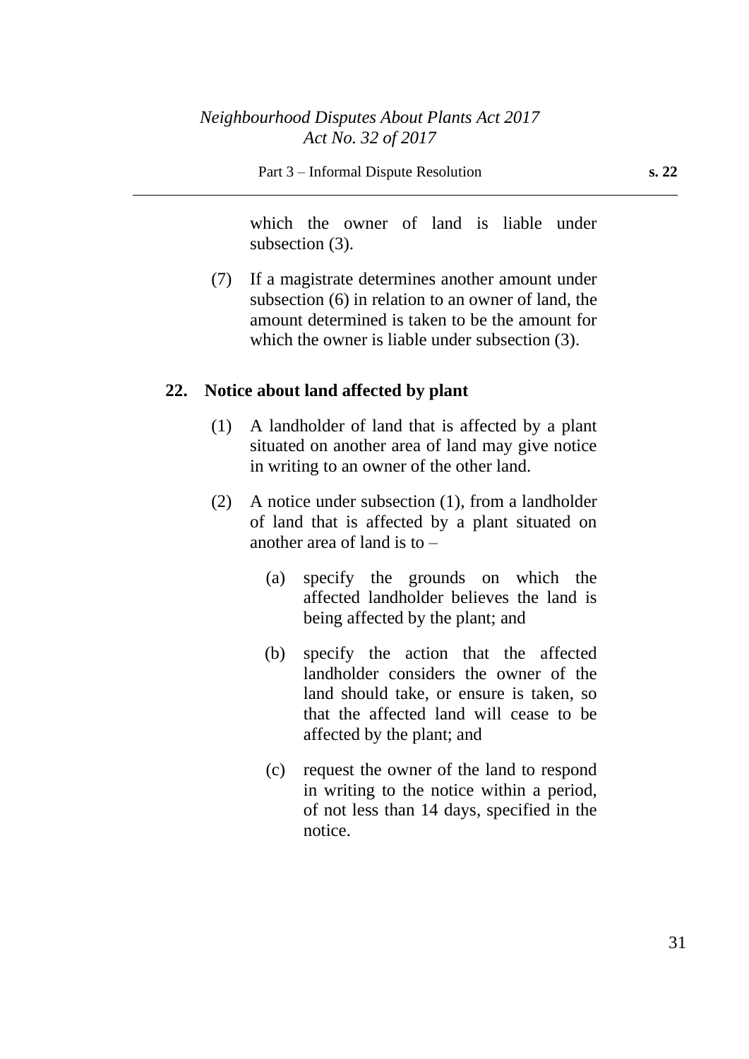which the owner of land is liable under subsection (3).

(7) If a magistrate determines another amount under subsection (6) in relation to an owner of land, the amount determined is taken to be the amount for which the owner is liable under subsection (3).

**22. Notice about land affected by plant**

(1) A landholder of land that is affected by a plant situated on another area of land may give notice in writing to an owner of the other land.

(2) A notice under subsection (1), from a landholder of land that is affected by a plant situated on another area of land is to –

(a) specify the grounds on which the affected landholder believes the land is being affected by the plant; and

(b) specify the action that the affected landholder considers the owner of the land should take, or ensure is taken, so that the affected land will cease to be affected by the plant; and

(c) request the owner of the land to respond in writing to the notice within a period, of not less than 14 days, specified in the notice.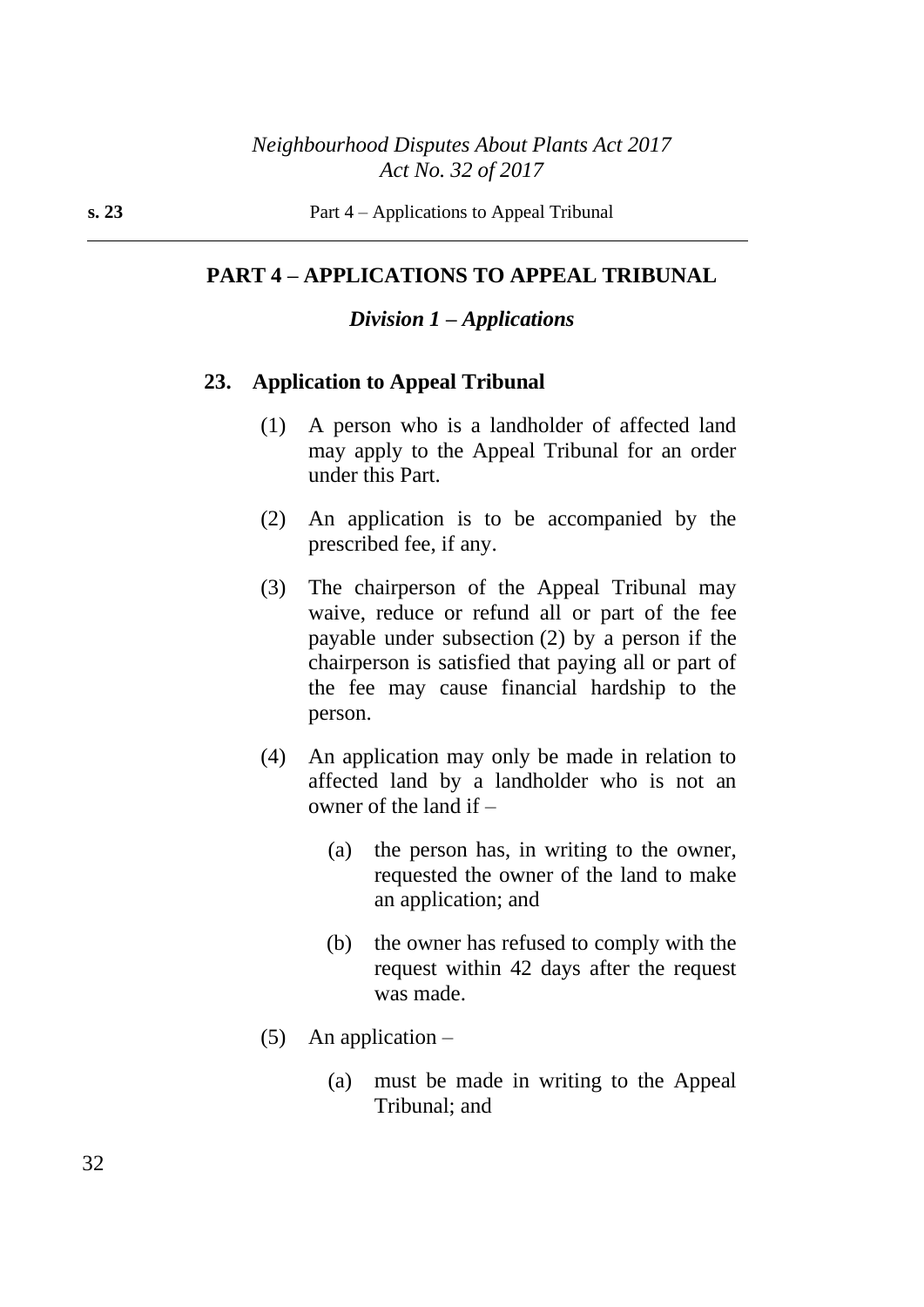## PART 4 – APPLICATIONS TO APPEAL TRIBUNAL

### *Division 1 – Applications*

**23. Application to Appeal Tribunal**

(1) A person who is a landholder of affected land may apply to the Appeal Tribunal for an order under this Part.

(2) An application is to be accompanied by the prescribed fee, if any.

(3) The chairperson of the Appeal Tribunal may waive, reduce or refund all or part of the fee payable under subsection (2) by a person if the chairperson is satisfied that paying all or part of the fee may cause financial hardship to the person.

(4) An application may only be made in relation to affected land by a landholder who is not an owner of the land if –

(a) the person has, in writing to the owner, requested the owner of the land to make an application; and

(b) the owner has refused to comply with the request within 42 days after the request was made.

(5) An application –

(a) must be made in writing to the Appeal Tribunal; and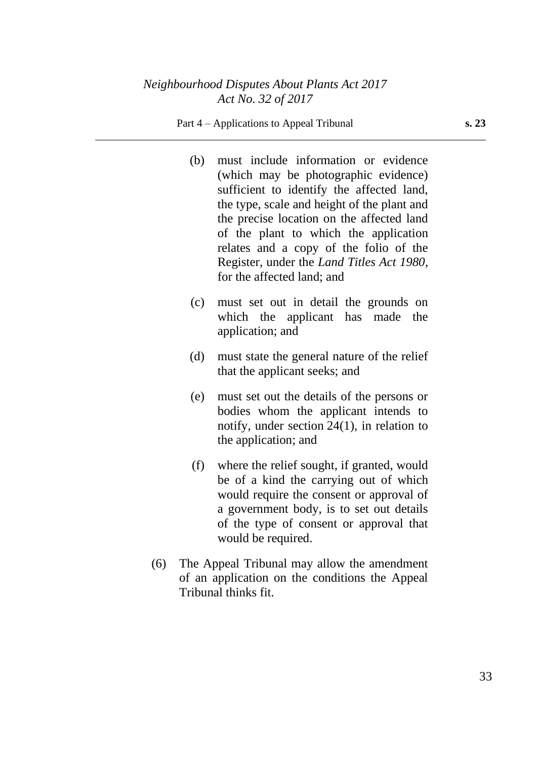(b) must include information or evidence (which may be photographic evidence) sufficient to identify the affected land, the type, scale and height of the plant and the precise location on the affected land of the plant to which the application relates and a copy of the folio of the Register, under the *Land Titles Act 1980*, for the affected land; and

(c) must set out in detail the grounds on which the applicant has made the application; and

(d) must state the general nature of the relief that the applicant seeks; and

(e) must set out the details of the persons or bodies whom the applicant intends to notify, under section 24(1), in relation to the application; and

(f) where the relief sought, if granted, would be of a kind the carrying out of which would require the consent or approval of a government body, is to set out details of the type of consent or approval that would be required.

(6) The Appeal Tribunal may allow the amendment of an application on the conditions the Appeal Tribunal thinks fit.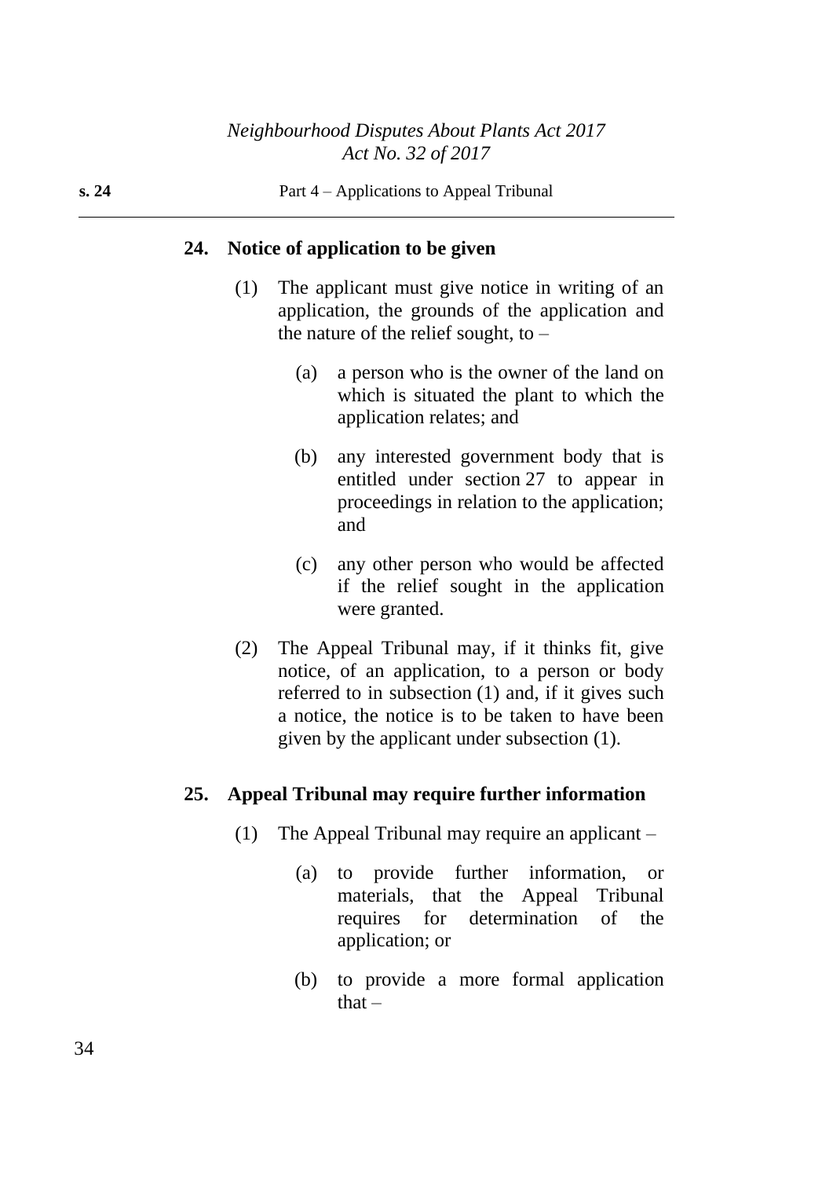## 24. Notice of application to be given

(1) The applicant must give notice in writing of an application, the grounds of the application and the nature of the relief sought, to –

(a) a person who is the owner of the land on which is situated the plant to which the application relates; and

(b) any interested government body that is entitled under section 27 to appear in proceedings in relation to the application; and

(c) any other person who would be affected if the relief sought in the application were granted.

(2) The Appeal Tribunal may, if it thinks fit, give notice, of an application, to a person or body referred to in subsection (1) and, if it gives such a notice, the notice is to be taken to have been given by the applicant under subsection (1).

## 25. Appeal Tribunal may require further information

(1) The Appeal Tribunal may require an applicant –

(a) to provide further information, or materials, that the Appeal Tribunal requires for determination of the application; or

(b) to provide a more formal application that –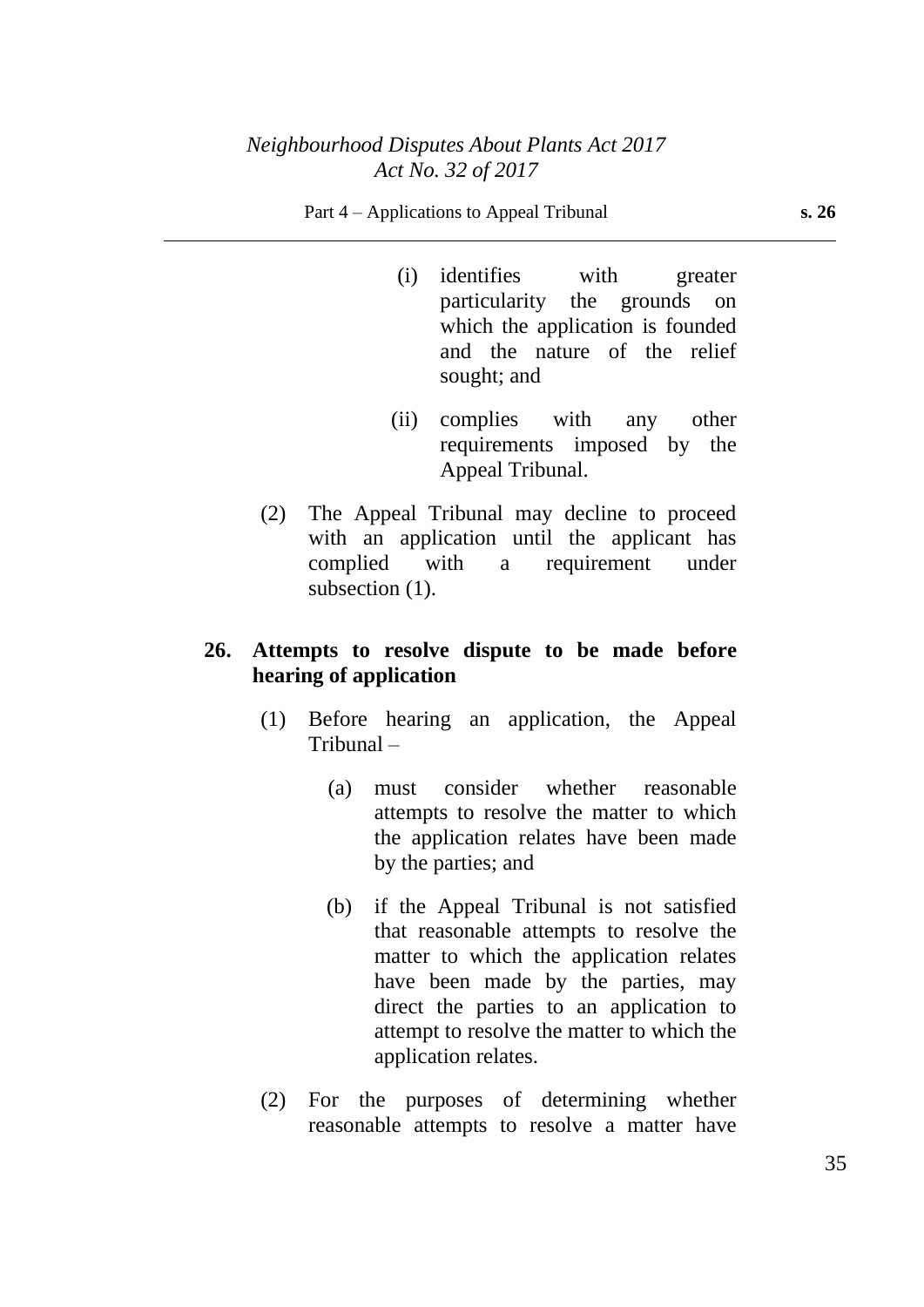(i) identifies with greater particularity the grounds on which the application is founded and the nature of the relief sought; and

(ii) complies with any other requirements imposed by the Appeal Tribunal.

(2) The Appeal Tribunal may decline to proceed with an application until the applicant has complied with a requirement under subsection (1).

**26. Attempts to resolve dispute to be made before hearing of application**

(1) Before hearing an application, the Appeal Tribunal –

(a) must consider whether reasonable attempts to resolve the matter to which the application relates have been made by the parties; and

(b) if the Appeal Tribunal is not satisfied that reasonable attempts to resolve the matter to which the application relates have been made by the parties, may direct the parties to an application to attempt to resolve the matter to which the application relates.

(2) For the purposes of determining whether reasonable attempts to resolve a matter have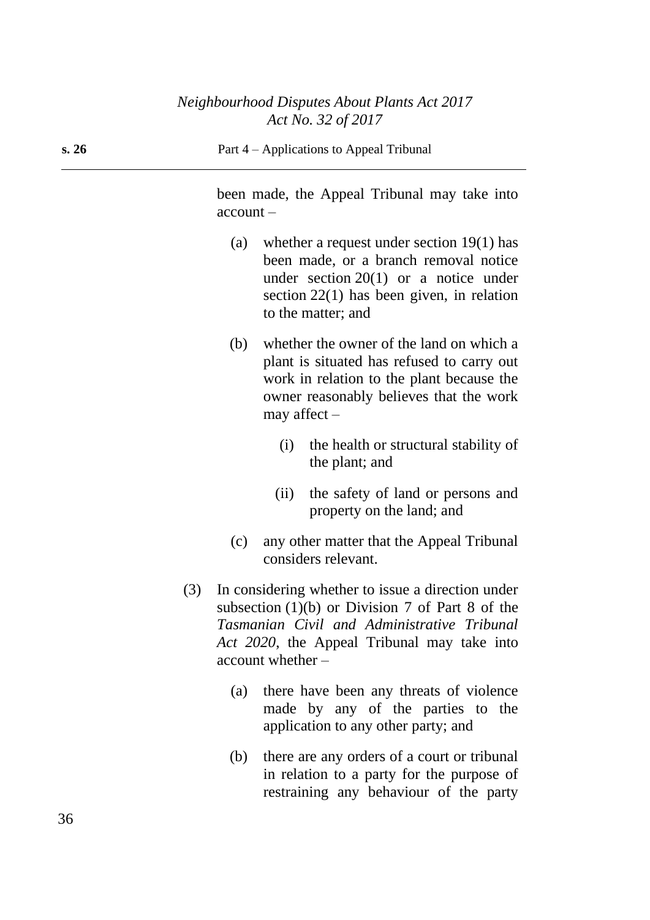been made, the Appeal Tribunal may take into account –

(a) whether a request under section 19(1) has been made, or a branch removal notice under section 20(1) or a notice under section 22(1) has been given, in relation to the matter; and

(b) whether the owner of the land on which a plant is situated has refused to carry out work in relation to the plant because the owner reasonably believes that the work may affect –

(i) the health or structural stability of the plant; and

(ii) the safety of land or persons and property on the land; and

(c) any other matter that the Appeal Tribunal considers relevant.

(3) In considering whether to issue a direction under subsection (1)(b) or Division 7 of Part 8 of the *Tasmanian Civil and Administrative Tribunal Act 2020*, the Appeal Tribunal may take into account whether –

(a) there have been any threats of violence made by any of the parties to the application to any other party; and

(b) there are any orders of a court or tribunal in relation to a party for the purpose of restraining any behaviour of the party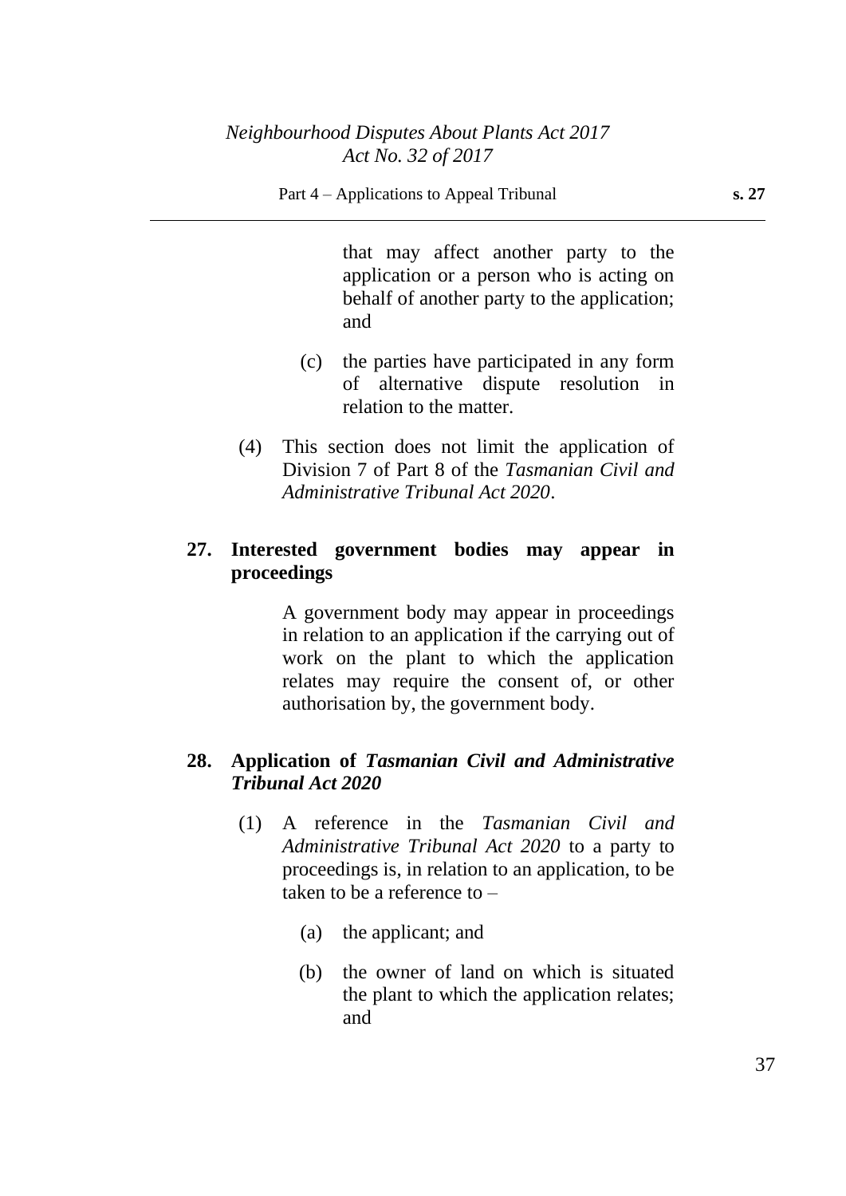that may affect another party to the application or a person who is acting on behalf of another party to the application; and

(c) the parties have participated in any form of alternative dispute resolution in relation to the matter.

(4) This section does not limit the application of Division 7 of Part 8 of the *Tasmanian Civil and Administrative Tribunal Act 2020*.

## 27. Interested government bodies may appear in proceedings

A government body may appear in proceedings in relation to an application if the carrying out of work on the plant to which the application relates may require the consent of, or other authorisation by, the government body.

## 28. Application of *Tasmanian Civil and Administrative Tribunal Act 2020*

(1) A reference in the *Tasmanian Civil and Administrative Tribunal Act 2020* to a party to proceedings is, in relation to an application, to be taken to be a reference to –

(a) the applicant; and

(b) the owner of land on which is situated the plant to which the application relates; and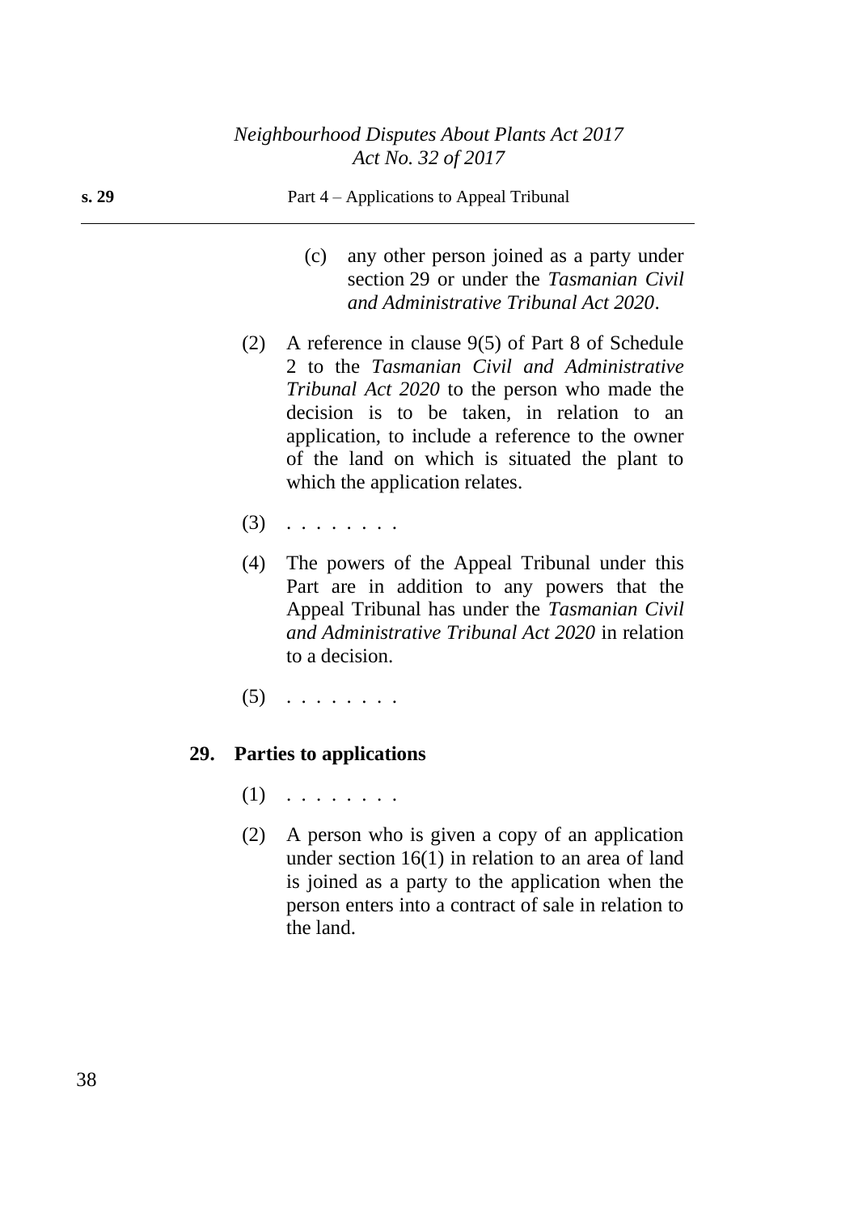(c) any other person joined as a party under section 29 or under the *Tasmanian Civil and Administrative Tribunal Act 2020*.

(2) A reference in clause 9(5) of Part 8 of Schedule 2 to the *Tasmanian Civil and Administrative Tribunal Act 2020* to the person who made the decision is to be taken, in relation to an application, to include a reference to the owner of the land on which is situated the plant to which the application relates.

(3) . . . . . . . .

(4) The powers of the Appeal Tribunal under this Part are in addition to any powers that the Appeal Tribunal has under the *Tasmanian Civil and Administrative Tribunal Act 2020* in relation to a decision.

(5) . . . . . . . .

**29. Parties to applications**

(1) . . . . . . . .

(2) A person who is given a copy of an application under section 16(1) in relation to an area of land is joined as a party to the application when the person enters into a contract of sale in relation to the land.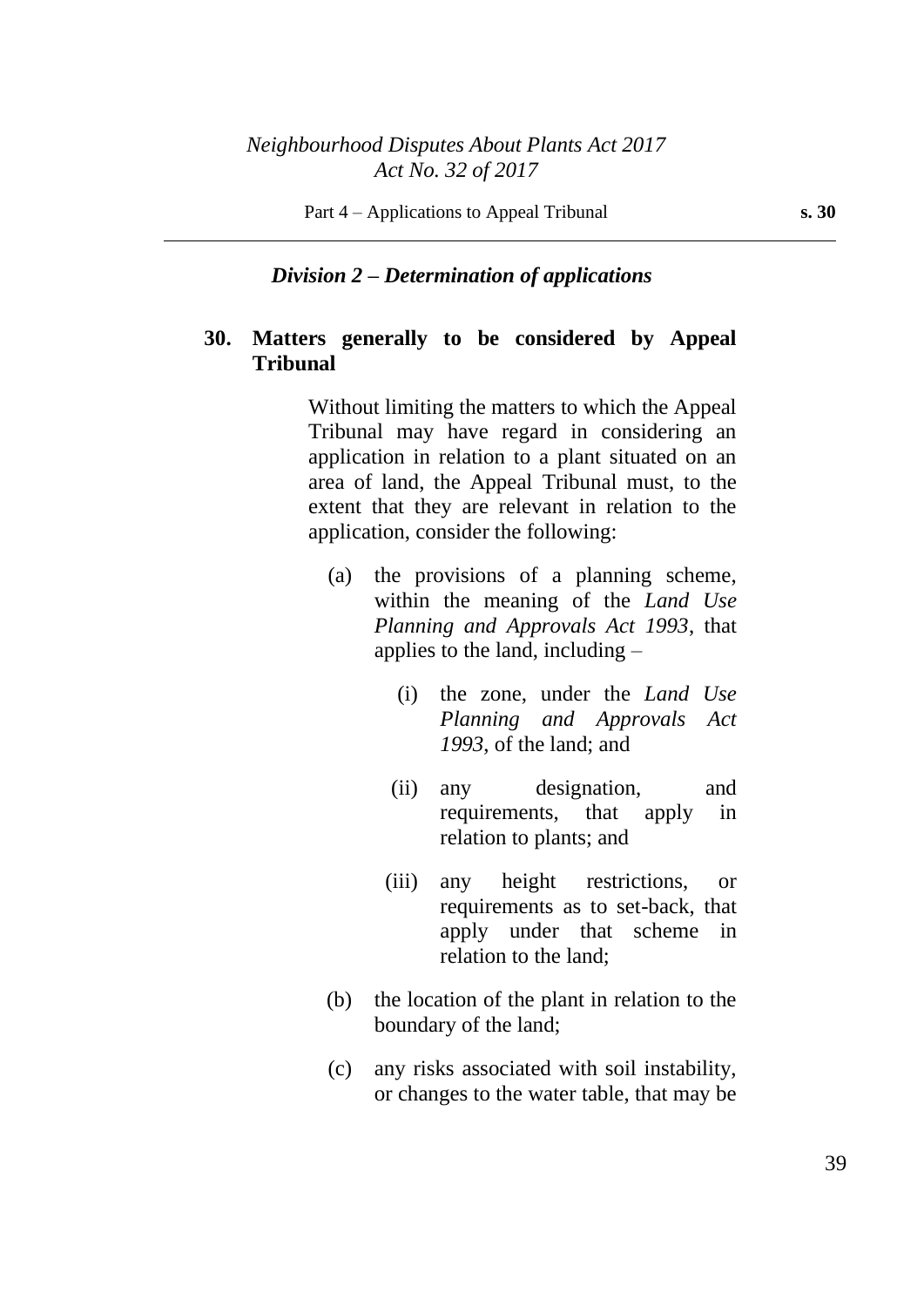*Division 2 – Determination of applications*

**30. Matters generally to be considered by Appeal Tribunal**

Without limiting the matters to which the Appeal Tribunal may have regard in considering an application in relation to a plant situated on an area of land, the Appeal Tribunal must, to the extent that they are relevant in relation to the application, consider the following:

(a) the provisions of a planning scheme, within the meaning of the *Land Use Planning and Approvals Act 1993*, that applies to the land, including –

(i) the zone, under the *Land Use Planning and Approvals Act 1993*, of the land; and

(ii) any designation, and requirements, that apply in relation to plants; and

(iii) any height restrictions, or requirements as to set-back, that apply under that scheme in relation to the land;

(b) the location of the plant in relation to the boundary of the land;

(c) any risks associated with soil instability, or changes to the water table, that may be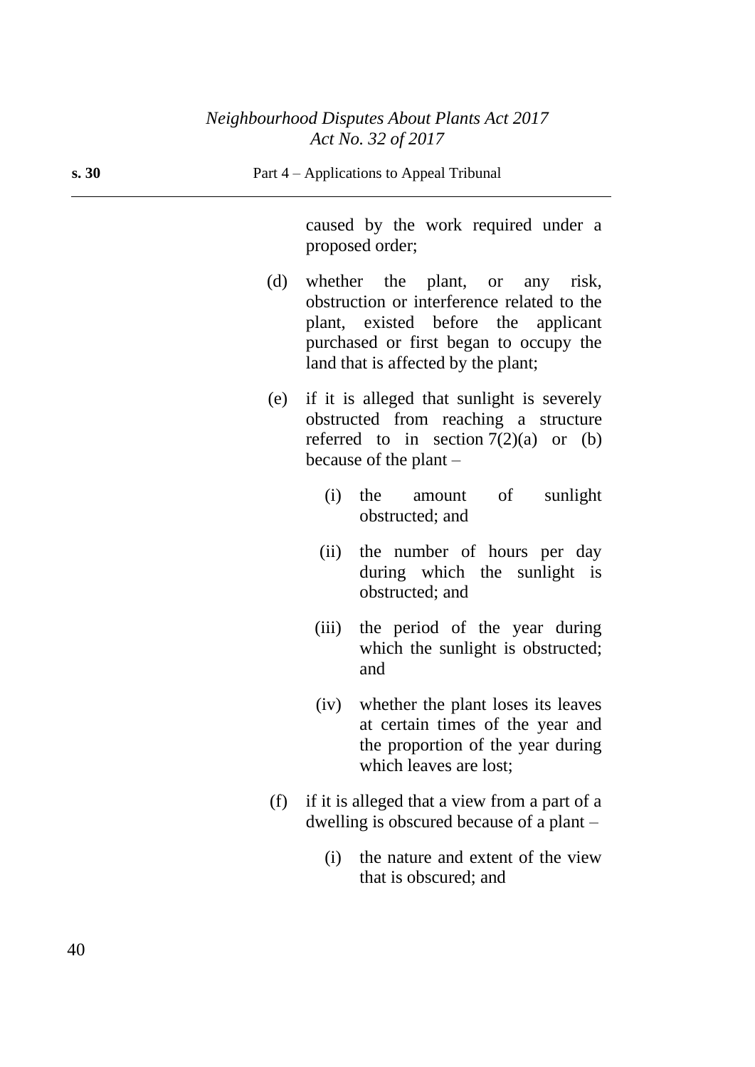caused by the work required under a proposed order;

(d) whether the plant, or any risk, obstruction or interference related to the plant, existed before the applicant purchased or first began to occupy the land that is affected by the plant;

(e) if it is alleged that sunlight is severely obstructed from reaching a structure referred to in section 7(2)(a) or (b) because of the plant –

  (i) the amount of sunlight obstructed; and

  (ii) the number of hours per day during which the sunlight is obstructed; and

  (iii) the period of the year during which the sunlight is obstructed; and

  (iv) whether the plant loses its leaves at certain times of the year and the proportion of the year during which leaves are lost;

(f) if it is alleged that a view from a part of a dwelling is obscured because of a plant –

  (i) the nature and extent of the view that is obscured; and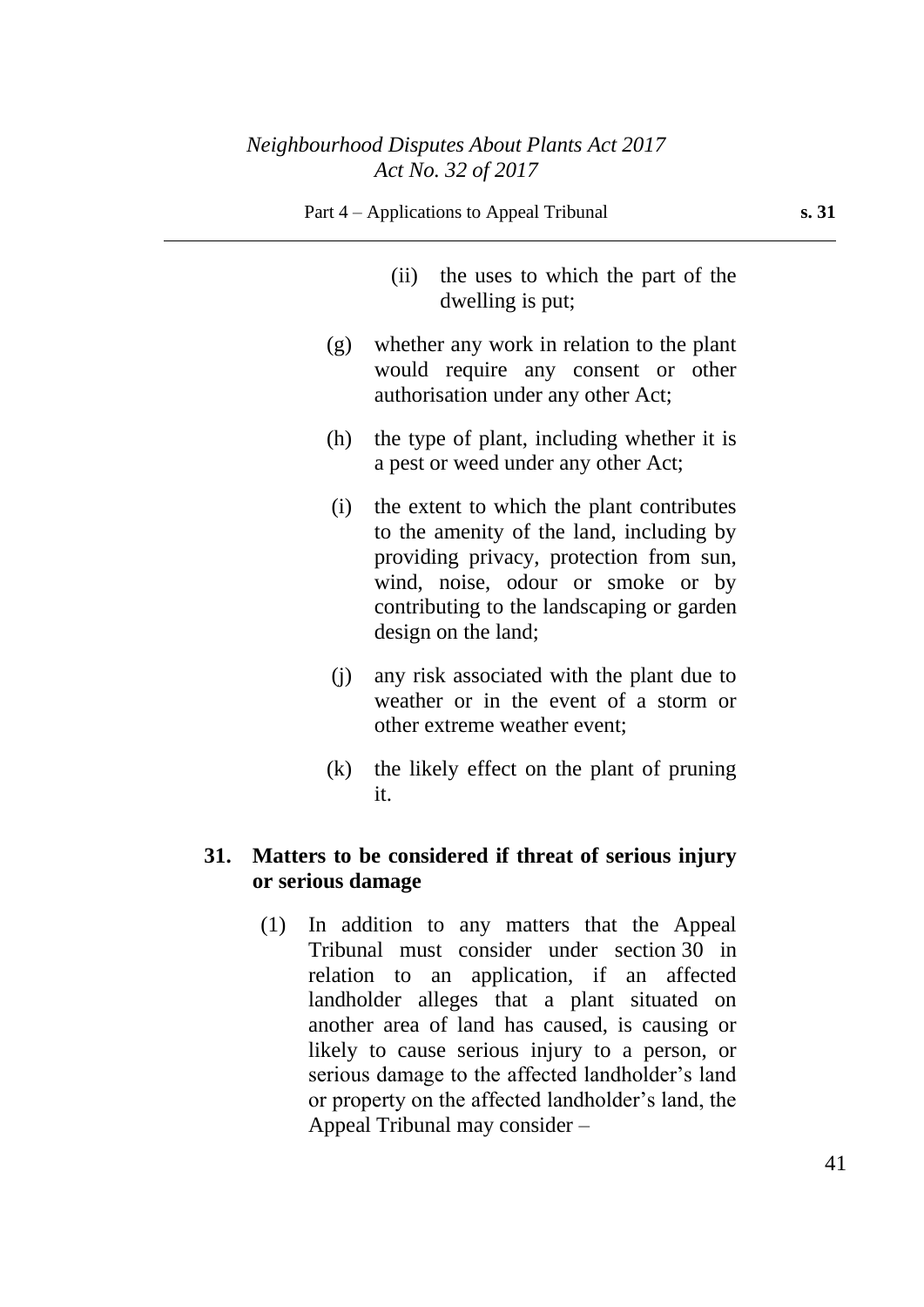(ii) the uses to which the part of the dwelling is put;

(g) whether any work in relation to the plant would require any consent or other authorisation under any other Act;

(h) the type of plant, including whether it is a pest or weed under any other Act;

(i) the extent to which the plant contributes to the amenity of the land, including by providing privacy, protection from sun, wind, noise, odour or smoke or by contributing to the landscaping or garden design on the land;

(j) any risk associated with the plant due to weather or in the event of a storm or other extreme weather event;

(k) the likely effect on the plant of pruning it.

**31. Matters to be considered if threat of serious injury or serious damage**

(1) In addition to any matters that the Appeal Tribunal must consider under section 30 in relation to an application, if an affected landholder alleges that a plant situated on another area of land has caused, is causing or likely to cause serious injury to a person, or serious damage to the affected landholder's land or property on the affected landholder's land, the Appeal Tribunal may consider –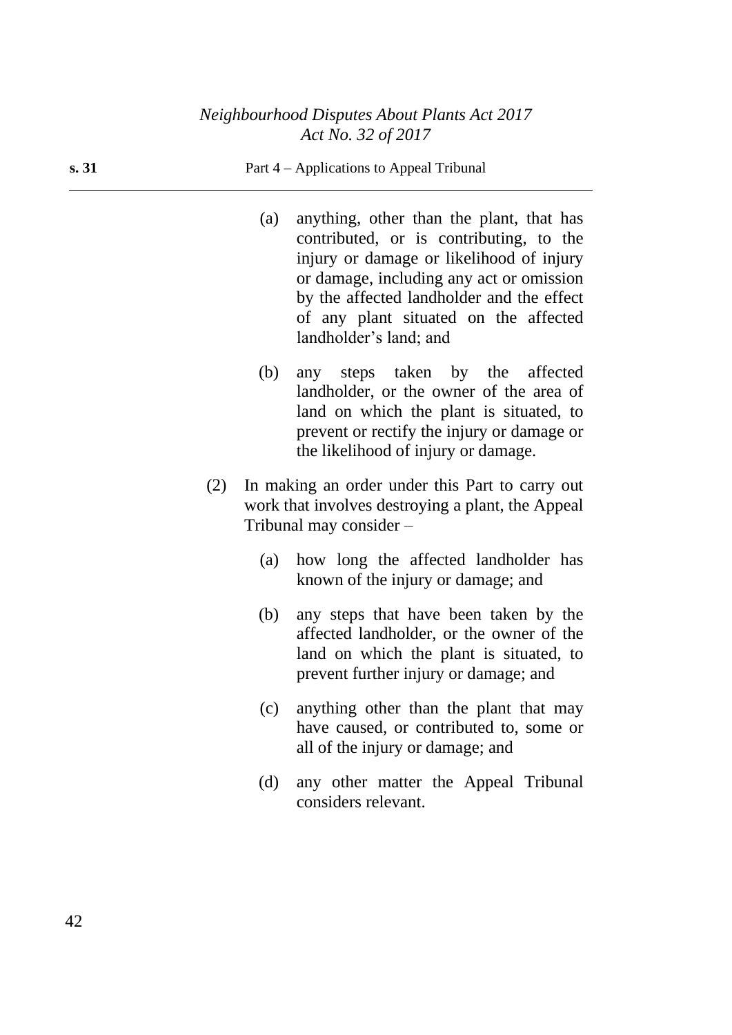(a) anything, other than the plant, that has contributed, or is contributing, to the injury or damage or likelihood of injury or damage, including any act or omission by the affected landholder and the effect of any plant situated on the affected landholder's land; and

(b) any steps taken by the affected landholder, or the owner of the area of land on which the plant is situated, to prevent or rectify the injury or damage or the likelihood of injury or damage.

(2) In making an order under this Part to carry out work that involves destroying a plant, the Appeal Tribunal may consider –

(a) how long the affected landholder has known of the injury or damage; and

(b) any steps that have been taken by the affected landholder, or the owner of the land on which the plant is situated, to prevent further injury or damage; and

(c) anything other than the plant that may have caused, or contributed to, some or all of the injury or damage; and

(d) any other matter the Appeal Tribunal considers relevant.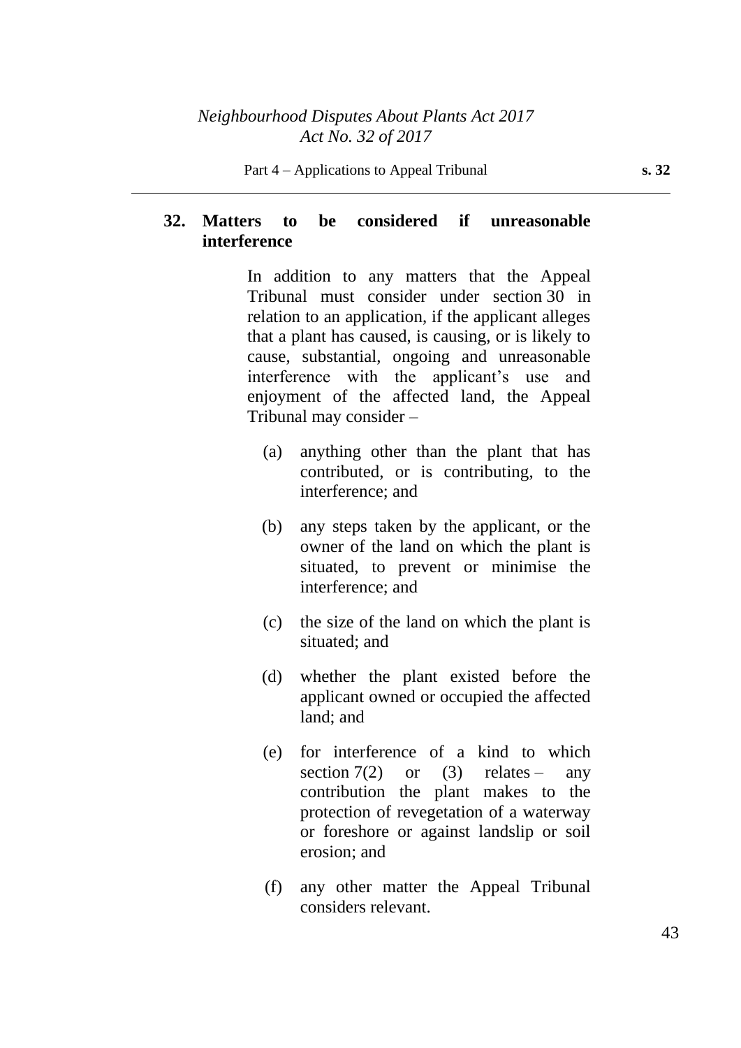## 32. Matters to be considered if unreasonable interference

In addition to any matters that the Appeal Tribunal must consider under section 30 in relation to an application, if the applicant alleges that a plant has caused, is causing, or is likely to cause, substantial, ongoing and unreasonable interference with the applicant's use and enjoyment of the affected land, the Appeal Tribunal may consider –

(a) anything other than the plant that has contributed, or is contributing, to the interference; and

(b) any steps taken by the applicant, or the owner of the land on which the plant is situated, to prevent or minimise the interference; and

(c) the size of the land on which the plant is situated; and

(d) whether the plant existed before the applicant owned or occupied the affected land; and

(e) for interference of a kind to which section 7(2) or (3) relates – any contribution the plant makes to the protection of revegetation of a waterway or foreshore or against landslip or soil erosion; and

(f) any other matter the Appeal Tribunal considers relevant.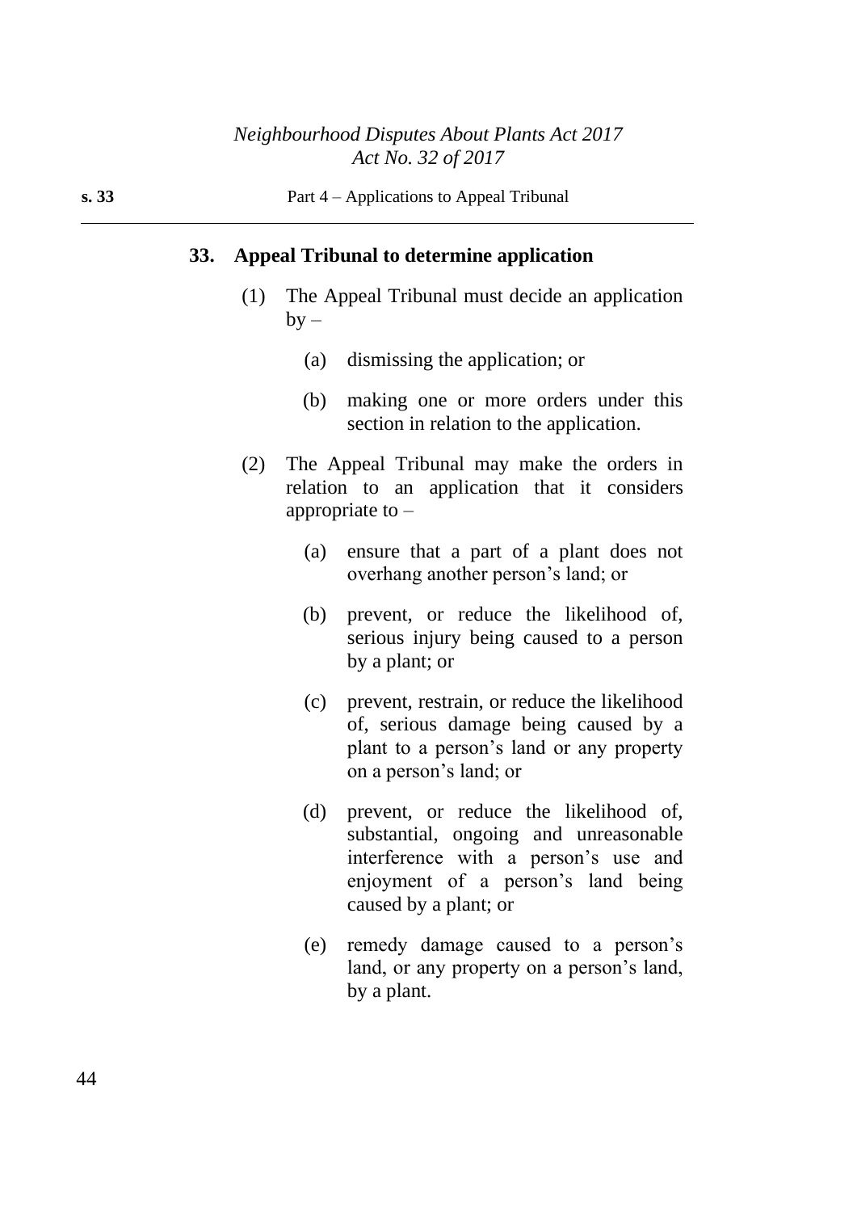## 33. Appeal Tribunal to determine application

(1) The Appeal Tribunal must decide an application by –

(a) dismissing the application; or

(b) making one or more orders under this section in relation to the application.

(2) The Appeal Tribunal may make the orders in relation to an application that it considers appropriate to –

(a) ensure that a part of a plant does not overhang another person's land; or

(b) prevent, or reduce the likelihood of, serious injury being caused to a person by a plant; or

(c) prevent, restrain, or reduce the likelihood of, serious damage being caused by a plant to a person's land or any property on a person's land; or

(d) prevent, or reduce the likelihood of, substantial, ongoing and unreasonable interference with a person's use and enjoyment of a person's land being caused by a plant; or

(e) remedy damage caused to a person's land, or any property on a person's land, by a plant.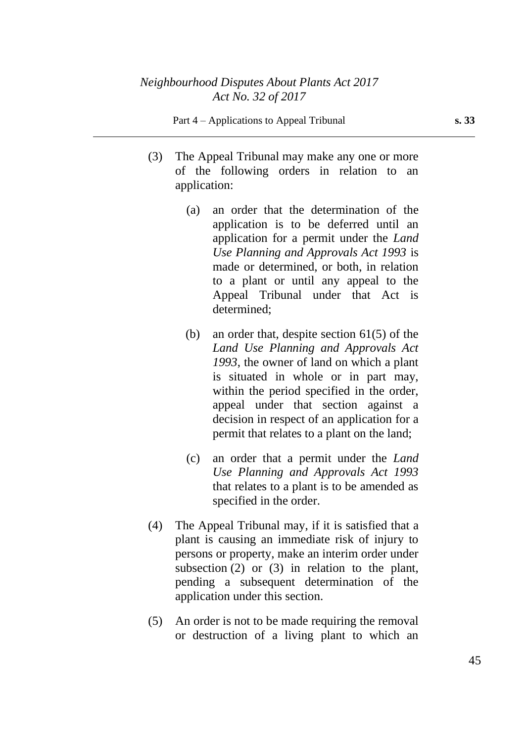(3) The Appeal Tribunal may make any one or more of the following orders in relation to an application:

   (a) an order that the determination of the application is to be deferred until an application for a permit under the *Land Use Planning and Approvals Act 1993* is made or determined, or both, in relation to a plant or until any appeal to the Appeal Tribunal under that Act is determined;

   (b) an order that, despite section 61(5) of the *Land Use Planning and Approvals Act 1993*, the owner of land on which a plant is situated in whole or in part may, within the period specified in the order, appeal under that section against a decision in respect of an application for a permit that relates to a plant on the land;

   (c) an order that a permit under the *Land Use Planning and Approvals Act 1993* that relates to a plant is to be amended as specified in the order.

(4) The Appeal Tribunal may, if it is satisfied that a plant is causing an immediate risk of injury to persons or property, make an interim order under subsection (2) or (3) in relation to the plant, pending a subsequent determination of the application under this section.

(5) An order is not to be made requiring the removal or destruction of a living plant to which an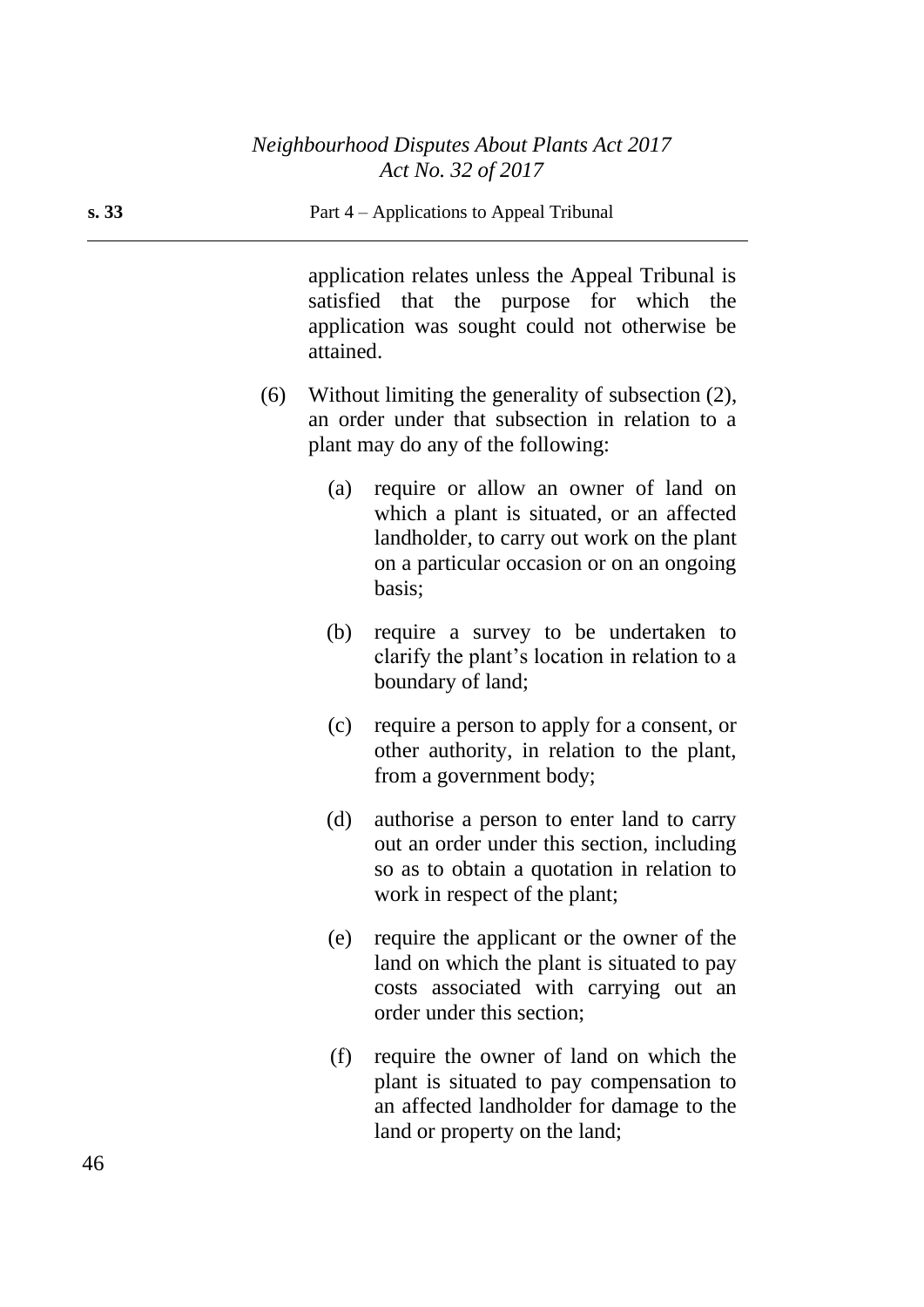application relates unless the Appeal Tribunal is satisfied that the purpose for which the application was sought could not otherwise be attained.

(6) Without limiting the generality of subsection (2), an order under that subsection in relation to a plant may do any of the following:

(a) require or allow an owner of land on which a plant is situated, or an affected landholder, to carry out work on the plant on a particular occasion or on an ongoing basis;

(b) require a survey to be undertaken to clarify the plant's location in relation to a boundary of land;

(c) require a person to apply for a consent, or other authority, in relation to the plant, from a government body;

(d) authorise a person to enter land to carry out an order under this section, including so as to obtain a quotation in relation to work in respect of the plant;

(e) require the applicant or the owner of the land on which the plant is situated to pay costs associated with carrying out an order under this section;

(f) require the owner of land on which the plant is situated to pay compensation to an affected landholder for damage to the land or property on the land;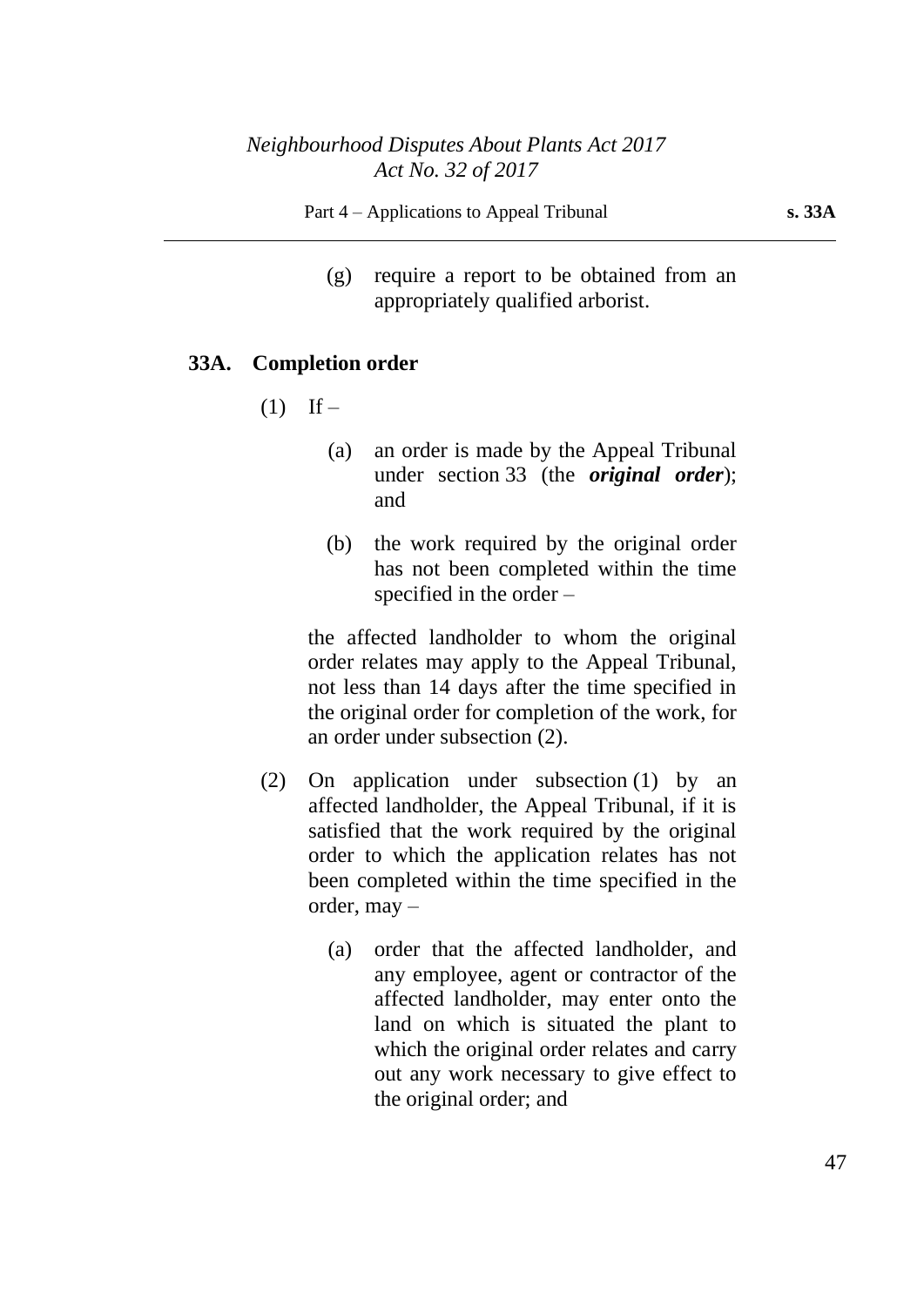(g) require a report to be obtained from an appropriately qualified arborist.

### 33A. Completion order

(1) If –

(a) an order is made by the Appeal Tribunal under section 33 (the ***original order***); and

(b) the work required by the original order has not been completed within the time specified in the order –

the affected landholder to whom the original order relates may apply to the Appeal Tribunal, not less than 14 days after the time specified in the original order for completion of the work, for an order under subsection (2).

(2) On application under subsection (1) by an affected landholder, the Appeal Tribunal, if it is satisfied that the work required by the original order to which the application relates has not been completed within the time specified in the order, may –

(a) order that the affected landholder, and any employee, agent or contractor of the affected landholder, may enter onto the land on which is situated the plant to which the original order relates and carry out any work necessary to give effect to the original order; and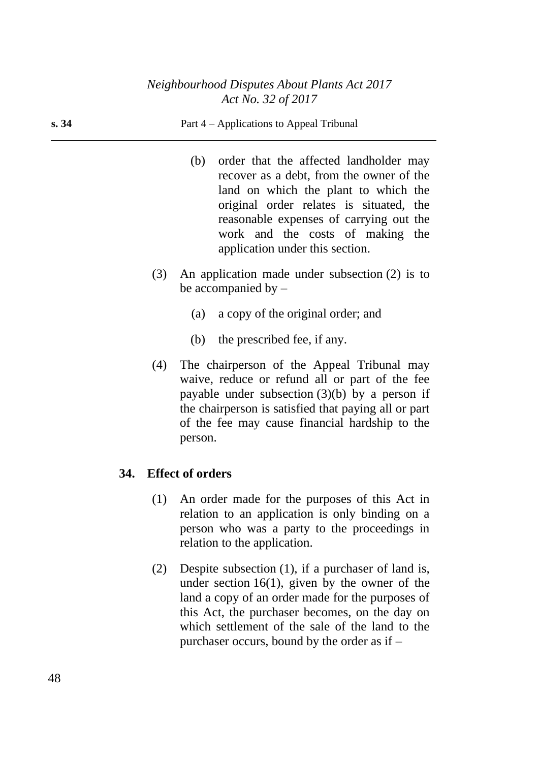(b) order that the affected landholder may recover as a debt, from the owner of the land on which the plant to which the original order relates is situated, the reasonable expenses of carrying out the work and the costs of making the application under this section.

(3) An application made under subsection (2) is to be accompanied by –

(a) a copy of the original order; and

(b) the prescribed fee, if any.

(4) The chairperson of the Appeal Tribunal may waive, reduce or refund all or part of the fee payable under subsection (3)(b) by a person if the chairperson is satisfied that paying all or part of the fee may cause financial hardship to the person.

### 34. Effect of orders

(1) An order made for the purposes of this Act in relation to an application is only binding on a person who was a party to the proceedings in relation to the application.

(2) Despite subsection (1), if a purchaser of land is, under section 16(1), given by the owner of the land a copy of an order made for the purposes of this Act, the purchaser becomes, on the day on which settlement of the sale of the land to the purchaser occurs, bound by the order as if –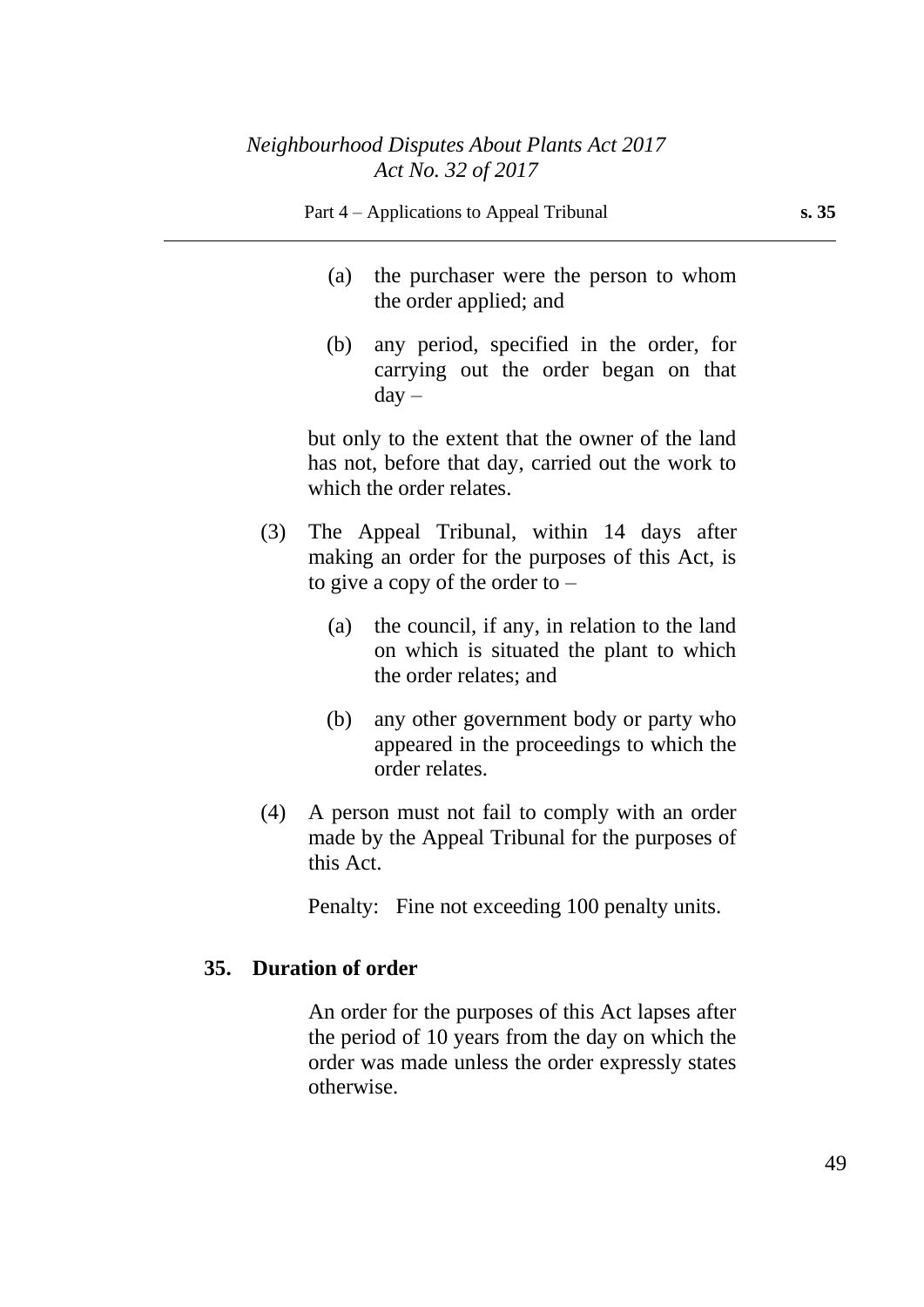(a) the purchaser were the person to whom the order applied; and

(b) any period, specified in the order, for carrying out the order began on that day –

but only to the extent that the owner of the land has not, before that day, carried out the work to which the order relates.

(3) The Appeal Tribunal, within 14 days after making an order for the purposes of this Act, is to give a copy of the order to –

(a) the council, if any, in relation to the land on which is situated the plant to which the order relates; and

(b) any other government body or party who appeared in the proceedings to which the order relates.

(4) A person must not fail to comply with an order made by the Appeal Tribunal for the purposes of this Act.

Penalty: Fine not exceeding 100 penalty units.

## 35. Duration of order

An order for the purposes of this Act lapses after the period of 10 years from the day on which the order was made unless the order expressly states otherwise.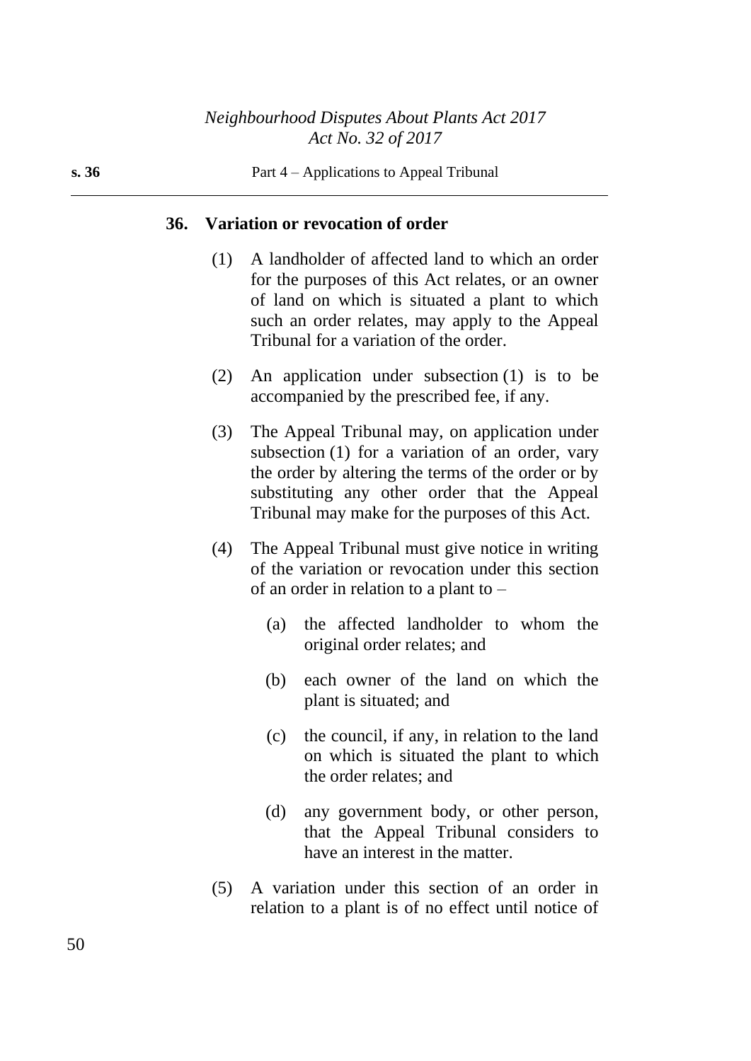### 36. Variation or revocation of order

(1) A landholder of affected land to which an order for the purposes of this Act relates, or an owner of land on which is situated a plant to which such an order relates, may apply to the Appeal Tribunal for a variation of the order.

(2) An application under subsection (1) is to be accompanied by the prescribed fee, if any.

(3) The Appeal Tribunal may, on application under subsection (1) for a variation of an order, vary the order by altering the terms of the order or by substituting any other order that the Appeal Tribunal may make for the purposes of this Act.

(4) The Appeal Tribunal must give notice in writing of the variation or revocation under this section of an order in relation to a plant to –

   (a) the affected landholder to whom the original order relates; and

   (b) each owner of the land on which the plant is situated; and

   (c) the council, if any, in relation to the land on which is situated the plant to which the order relates; and

   (d) any government body, or other person, that the Appeal Tribunal considers to have an interest in the matter.

(5) A variation under this section of an order in relation to a plant is of no effect until notice of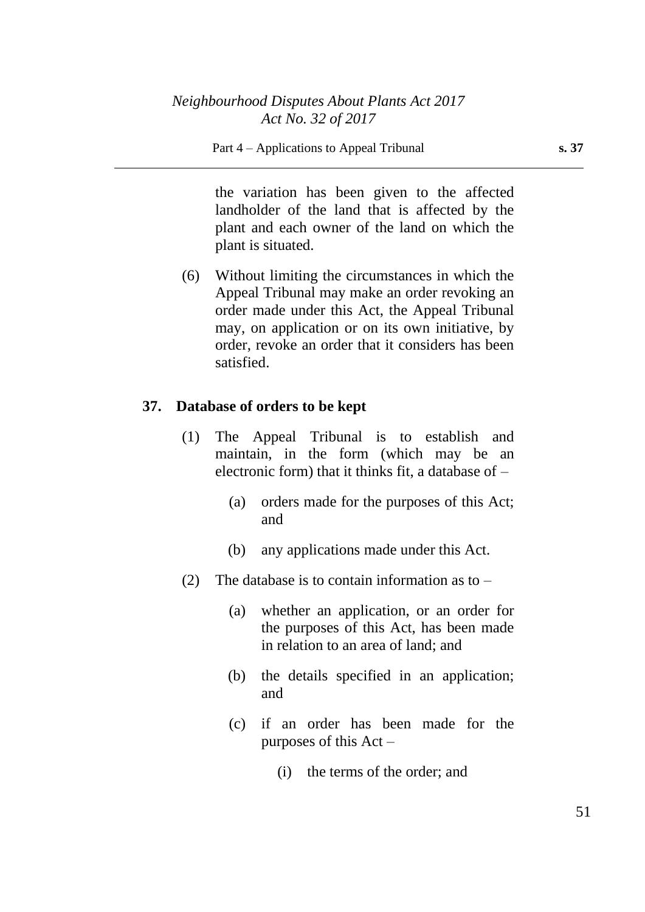the variation has been given to the affected landholder of the land that is affected by the plant and each owner of the land on which the plant is situated.

(6) Without limiting the circumstances in which the Appeal Tribunal may make an order revoking an order made under this Act, the Appeal Tribunal may, on application or on its own initiative, by order, revoke an order that it considers has been satisfied.

### 37. Database of orders to be kept

(1) The Appeal Tribunal is to establish and maintain, in the form (which may be an electronic form) that it thinks fit, a database of –

- (a) orders made for the purposes of this Act; and
- (b) any applications made under this Act.

(2) The database is to contain information as to –

- (a) whether an application, or an order for the purposes of this Act, has been made in relation to an area of land; and
- (b) the details specified in an application; and
- (c) if an order has been made for the purposes of this Act –
  - (i) the terms of the order; and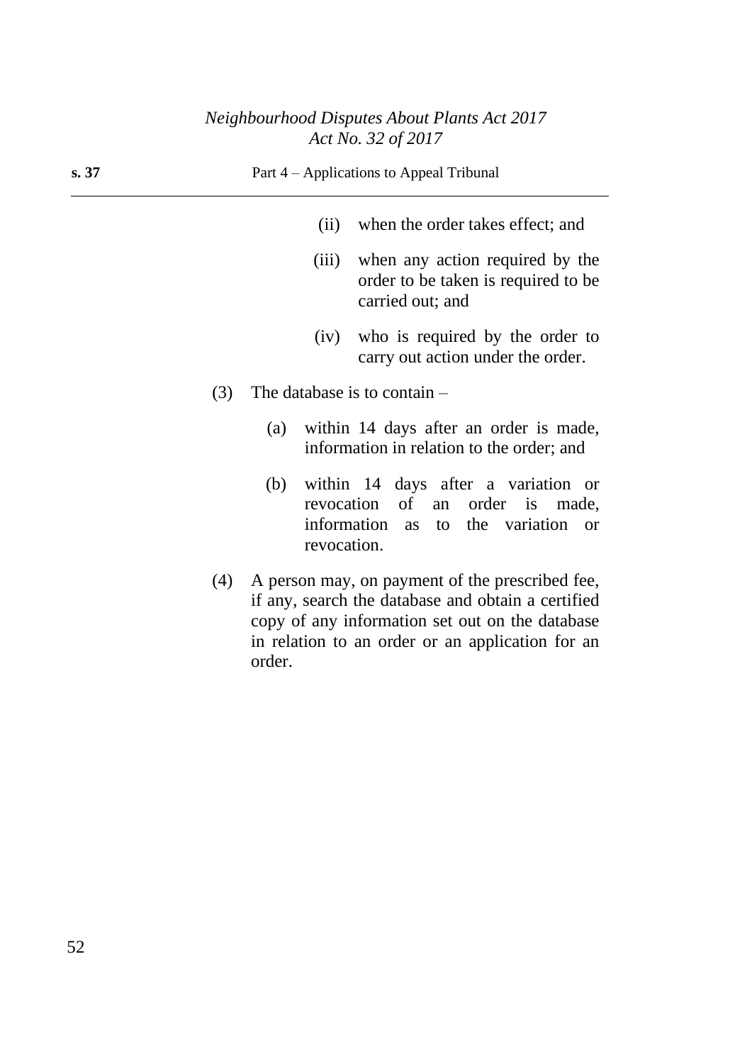(ii) when the order takes effect; and

(iii) when any action required by the order to be taken is required to be carried out; and

(iv) who is required by the order to carry out action under the order.

(3) The database is to contain –

(a) within 14 days after an order is made, information in relation to the order; and

(b) within 14 days after a variation or revocation of an order is made, information as to the variation or revocation.

(4) A person may, on payment of the prescribed fee, if any, search the database and obtain a certified copy of any information set out on the database in relation to an order or an application for an order.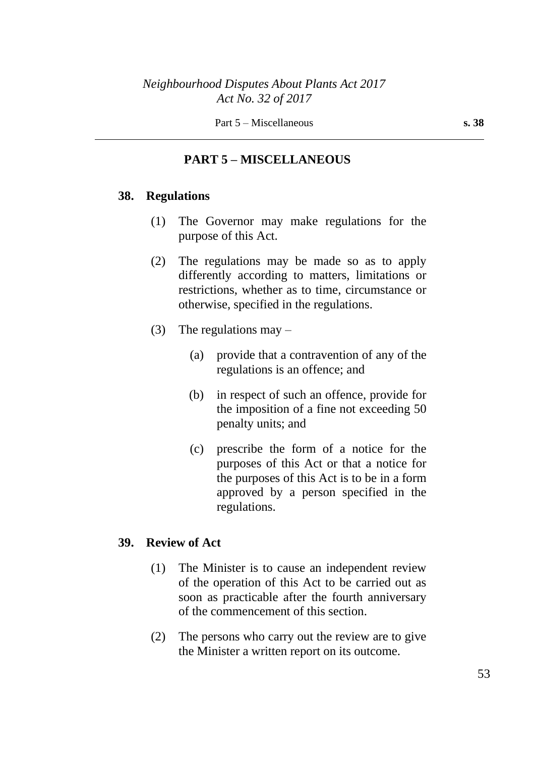## PART 5 – MISCELLANEOUS

### 38. Regulations

(1) The Governor may make regulations for the purpose of this Act.

(2) The regulations may be made so as to apply differently according to matters, limitations or restrictions, whether as to time, circumstance or otherwise, specified in the regulations.

(3) The regulations may –

(a) provide that a contravention of any of the regulations is an offence; and

(b) in respect of such an offence, provide for the imposition of a fine not exceeding 50 penalty units; and

(c) prescribe the form of a notice for the purposes of this Act or that a notice for the purposes of this Act is to be in a form approved by a person specified in the regulations.

### 39. Review of Act

(1) The Minister is to cause an independent review of the operation of this Act to be carried out as soon as practicable after the fourth anniversary of the commencement of this section.

(2) The persons who carry out the review are to give the Minister a written report on its outcome.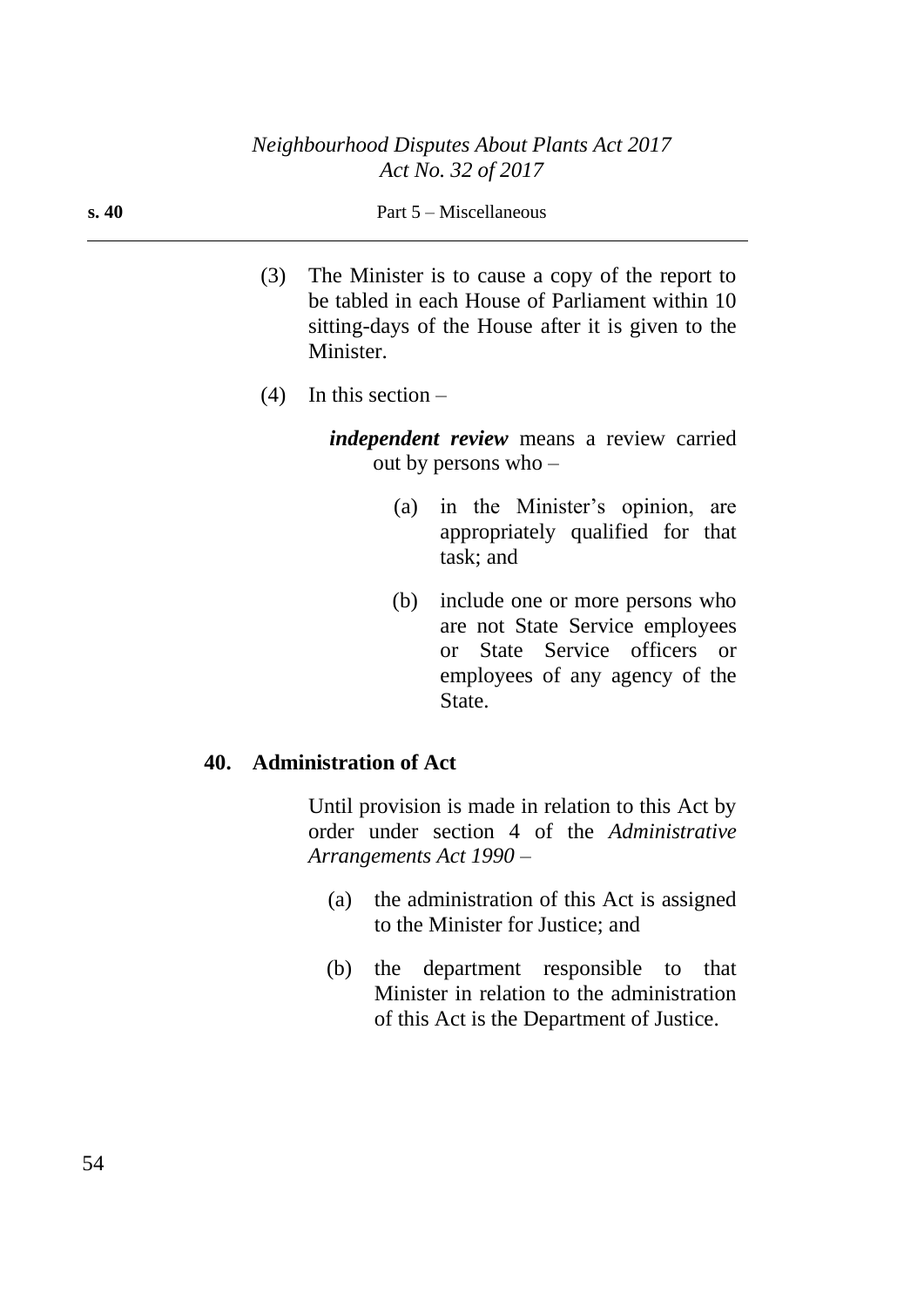(3) The Minister is to cause a copy of the report to be tabled in each House of Parliament within 10 sitting-days of the House after it is given to the Minister.

(4) In this section –

***independent review*** means a review carried out by persons who –

(a) in the Minister's opinion, are appropriately qualified for that task; and

(b) include one or more persons who are not State Service employees or State Service officers or employees of any agency of the State.

## 40. Administration of Act

Until provision is made in relation to this Act by order under section 4 of the *Administrative Arrangements Act 1990* –

(a) the administration of this Act is assigned to the Minister for Justice; and

(b) the department responsible to that Minister in relation to the administration of this Act is the Department of Justice.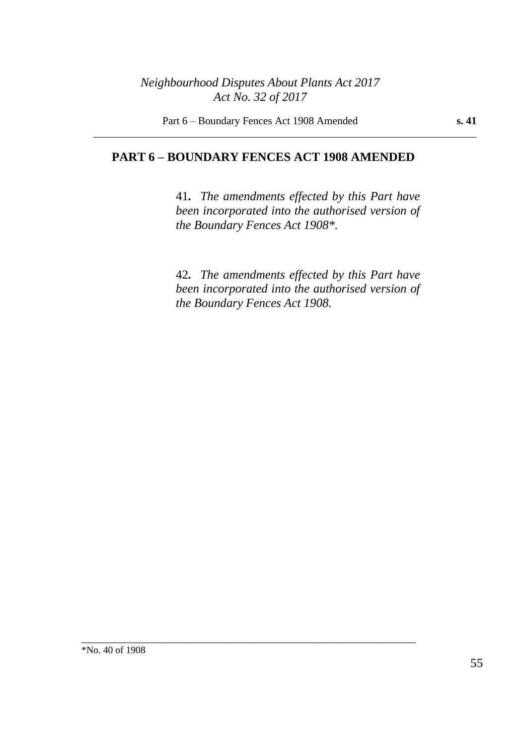## PART 6 – BOUNDARY FENCES ACT 1908 AMENDED

41**.** *The amendments effected by this Part have been incorporated into the authorised version of the Boundary Fences Act 1908\**.

42**.** *The amendments effected by this Part have been incorporated into the authorised version of the Boundary Fences Act 1908.*

---

\*No. 40 of 1908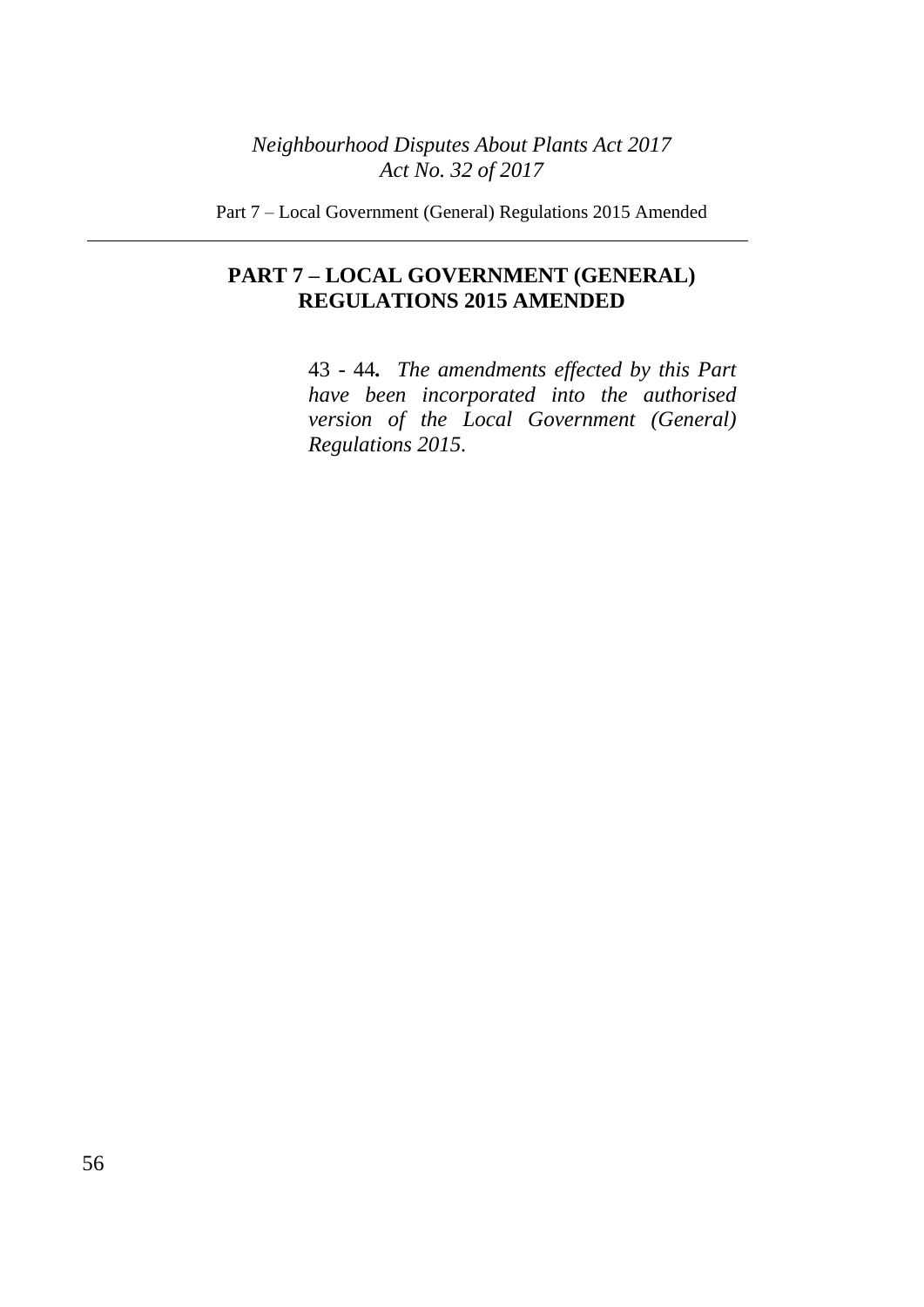## PART 7 – LOCAL GOVERNMENT (GENERAL) REGULATIONS 2015 AMENDED

43 - 44**.** *The amendments effected by this Part have been incorporated into the authorised version of the Local Government (General) Regulations 2015.*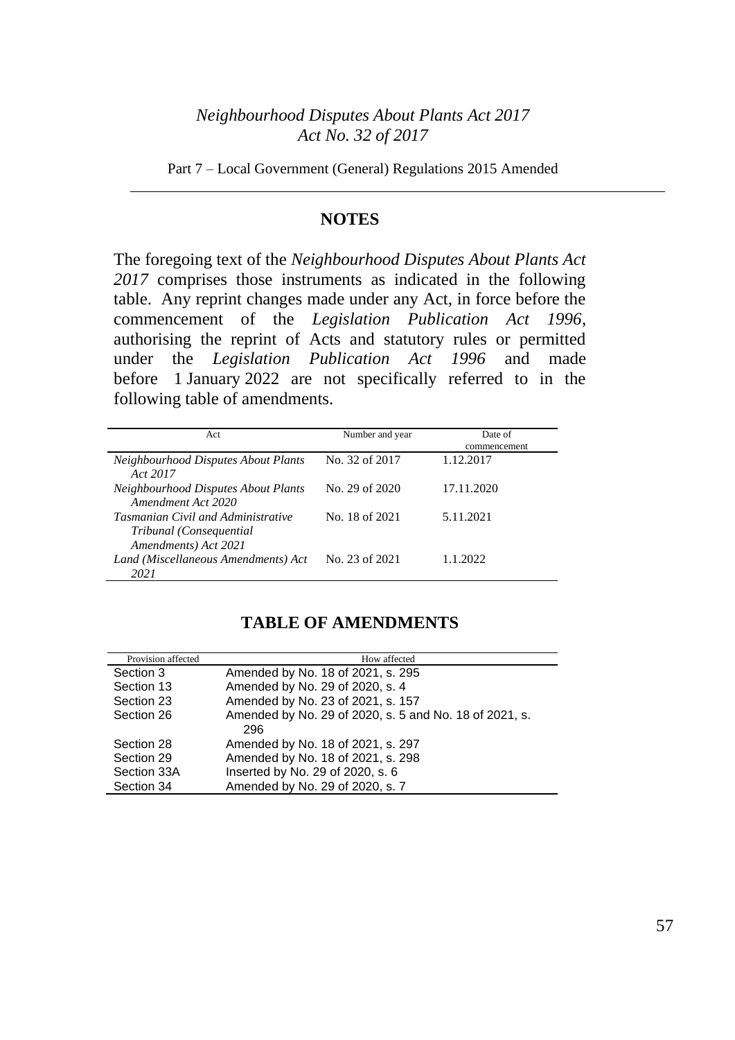## NOTES

The foregoing text of the *Neighbourhood Disputes About Plants Act 2017* comprises those instruments as indicated in the following table. Any reprint changes made under any Act, in force before the commencement of the *Legislation Publication Act 1996*, authorising the reprint of Acts and statutory rules or permitted under the *Legislation Publication Act 1996* and made before 1 January 2022 are not specifically referred to in the following table of amendments.

| Act | Number and year | Date of commencement |
|---|---|---|
| *Neighbourhood Disputes About Plants Act 2017* | No. 32 of 2017 | 1.12.2017 |
| *Neighbourhood Disputes About Plants Amendment Act 2020* | No. 29 of 2020 | 17.11.2020 |
| *Tasmanian Civil and Administrative Tribunal (Consequential Amendments) Act 2021* | No. 18 of 2021 | 5.11.2021 |
| *Land (Miscellaneous Amendments) Act 2021* | No. 23 of 2021 | 1.1.2022 |

## TABLE OF AMENDMENTS

| Provision affected | How affected |
|---|---|
| Section 3 | Amended by No. 18 of 2021, s. 295 |
| Section 13 | Amended by No. 29 of 2020, s. 4 |
| Section 23 | Amended by No. 23 of 2021, s. 157 |
| Section 26 | Amended by No. 29 of 2020, s. 5 and No. 18 of 2021, s. 296 |
| Section 28 | Amended by No. 18 of 2021, s. 297 |
| Section 29 | Amended by No. 18 of 2021, s. 298 |
| Section 33A | Inserted by No. 29 of 2020, s. 6 |
| Section 34 | Amended by No. 29 of 2020, s. 7 |